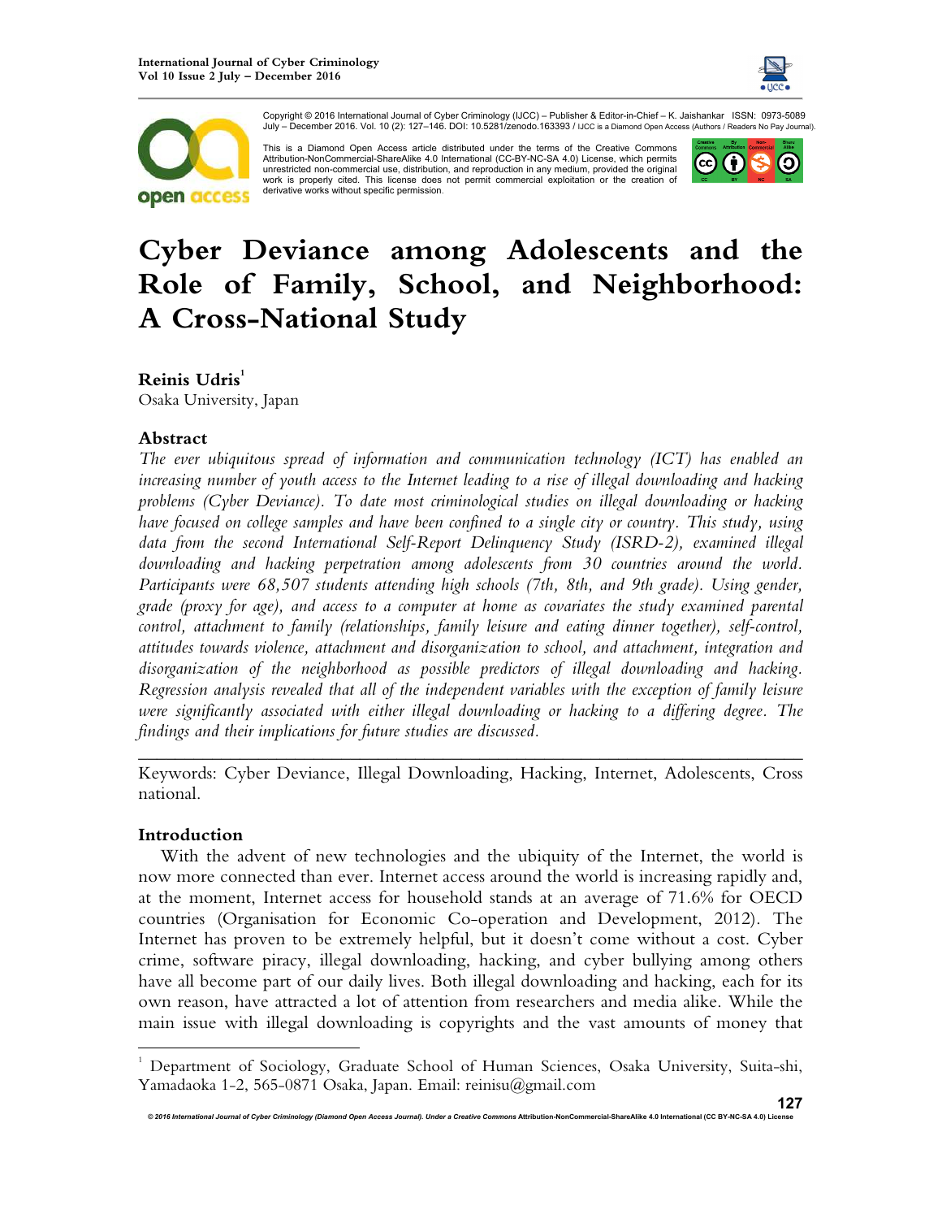Copyright © 2016 International Journal of Cyber Criminology (IJCC) – Publisher & Editor-in-Chief – K. Jaishankar ISSN: 0973-5089 July – December 2016. Vol. 10 (2): 127–146. DOI: 10.5281/zenodo.163393 / IJCC is a Diamond Open Access (Authors / Readers No Pay Journal).

This is a Diamond Open Access article distributed under the terms of the Creative Commons Attribution-NonCommercial-ShareAlike 4.0 International (CC-BY-NC-SA 4.0) License, which permits unrestricted non-commercial use, distribution, and reproduction in any medium, provided the original work is properly cited. This license does not permit commercial exploitation or the creation of derivative works without specific permission.

# Cyber Deviance among Adolescents and the Role of Family, School, and Neighborhood: A Cross-National Study

**Reinis Udris**[1]
Osaka University, Japan

## Abstract

*The ever ubiquitous spread of information and communication technology (ICT) has enabled an increasing number of youth access to the Internet leading to a rise of illegal downloading and hacking problems (Cyber Deviance). To date most criminological studies on illegal downloading or hacking have focused on college samples and have been confined to a single city or country. This study, using data from the second International Self-Report Delinquency Study (ISRD-2), examined illegal downloading and hacking perpetration among adolescents from 30 countries around the world. Participants were 68,507 students attending high schools (7th, 8th, and 9th grade). Using gender, grade (proxy for age), and access to a computer at home as covariates the study examined parental control, attachment to family (relationships, family leisure and eating dinner together), self-control, attitudes towards violence, attachment and disorganization to school, and attachment, integration and disorganization of the neighborhood as possible predictors of illegal downloading and hacking. Regression analysis revealed that all of the independent variables with the exception of family leisure were significantly associated with either illegal downloading or hacking to a differing degree. The findings and their implications for future studies are discussed.*

---

Keywords: Cyber Deviance, Illegal Downloading, Hacking, Internet, Adolescents, Cross national.

## Introduction

With the advent of new technologies and the ubiquity of the Internet, the world is now more connected than ever. Internet access around the world is increasing rapidly and, at the moment, Internet access for household stands at an average of 71.6% for OECD countries (Organisation for Economic Co-operation and Development, 2012). The Internet has proven to be extremely helpful, but it doesn't come without a cost. Cyber crime, software piracy, illegal downloading, hacking, and cyber bullying among others have all become part of our daily lives. Both illegal downloading and hacking, each for its own reason, have attracted a lot of attention from researchers and media alike. While the main issue with illegal downloading is copyrights and the vast amounts of money that

---

[1] Department of Sociology, Graduate School of Human Sciences, Osaka University, Suita-shi, Yamadaoka 1-2, 565-0871 Osaka, Japan. Email: reinisu@gmail.com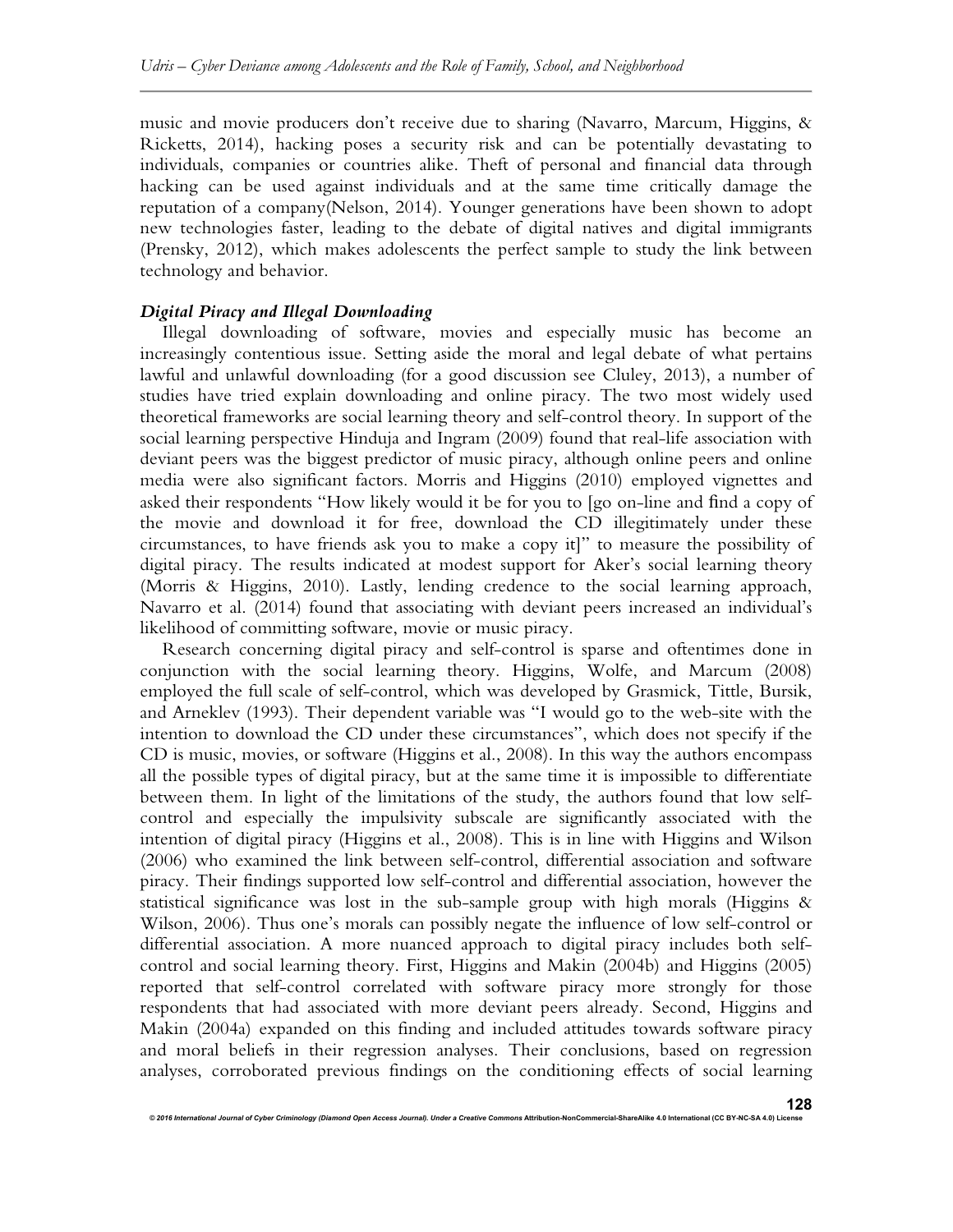music and movie producers don't receive due to sharing (Navarro, Marcum, Higgins, & Ricketts, 2014), hacking poses a security risk and can be potentially devastating to individuals, companies or countries alike. Theft of personal and financial data through hacking can be used against individuals and at the same time critically damage the reputation of a company(Nelson, 2014). Younger generations have been shown to adopt new technologies faster, leading to the debate of digital natives and digital immigrants (Prensky, 2012), which makes adolescents the perfect sample to study the link between technology and behavior.

### *Digital Piracy and Illegal Downloading*

Illegal downloading of software, movies and especially music has become an increasingly contentious issue. Setting aside the moral and legal debate of what pertains lawful and unlawful downloading (for a good discussion see Cluley, 2013), a number of studies have tried explain downloading and online piracy. The two most widely used theoretical frameworks are social learning theory and self-control theory. In support of the social learning perspective Hinduja and Ingram (2009) found that real-life association with deviant peers was the biggest predictor of music piracy, although online peers and online media were also significant factors. Morris and Higgins (2010) employed vignettes and asked their respondents "How likely would it be for you to [go on-line and find a copy of the movie and download it for free, download the CD illegitimately under these circumstances, to have friends ask you to make a copy it]" to measure the possibility of digital piracy. The results indicated at modest support for Aker's social learning theory (Morris & Higgins, 2010). Lastly, lending credence to the social learning approach, Navarro et al. (2014) found that associating with deviant peers increased an individual's likelihood of committing software, movie or music piracy.

Research concerning digital piracy and self-control is sparse and oftentimes done in conjunction with the social learning theory. Higgins, Wolfe, and Marcum (2008) employed the full scale of self-control, which was developed by Grasmick, Tittle, Bursik, and Arneklev (1993). Their dependent variable was "I would go to the web-site with the intention to download the CD under these circumstances", which does not specify if the CD is music, movies, or software (Higgins et al., 2008). In this way the authors encompass all the possible types of digital piracy, but at the same time it is impossible to differentiate between them. In light of the limitations of the study, the authors found that low self-control and especially the impulsivity subscale are significantly associated with the intention of digital piracy (Higgins et al., 2008). This is in line with Higgins and Wilson (2006) who examined the link between self-control, differential association and software piracy. Their findings supported low self-control and differential association, however the statistical significance was lost in the sub-sample group with high morals (Higgins & Wilson, 2006). Thus one's morals can possibly negate the influence of low self-control or differential association. A more nuanced approach to digital piracy includes both self-control and social learning theory. First, Higgins and Makin (2004b) and Higgins (2005) reported that self-control correlated with software piracy more strongly for those respondents that had associated with more deviant peers already. Second, Higgins and Makin (2004a) expanded on this finding and included attitudes towards software piracy and moral beliefs in their regression analyses. Their conclusions, based on regression analyses, corroborated previous findings on the conditioning effects of social learning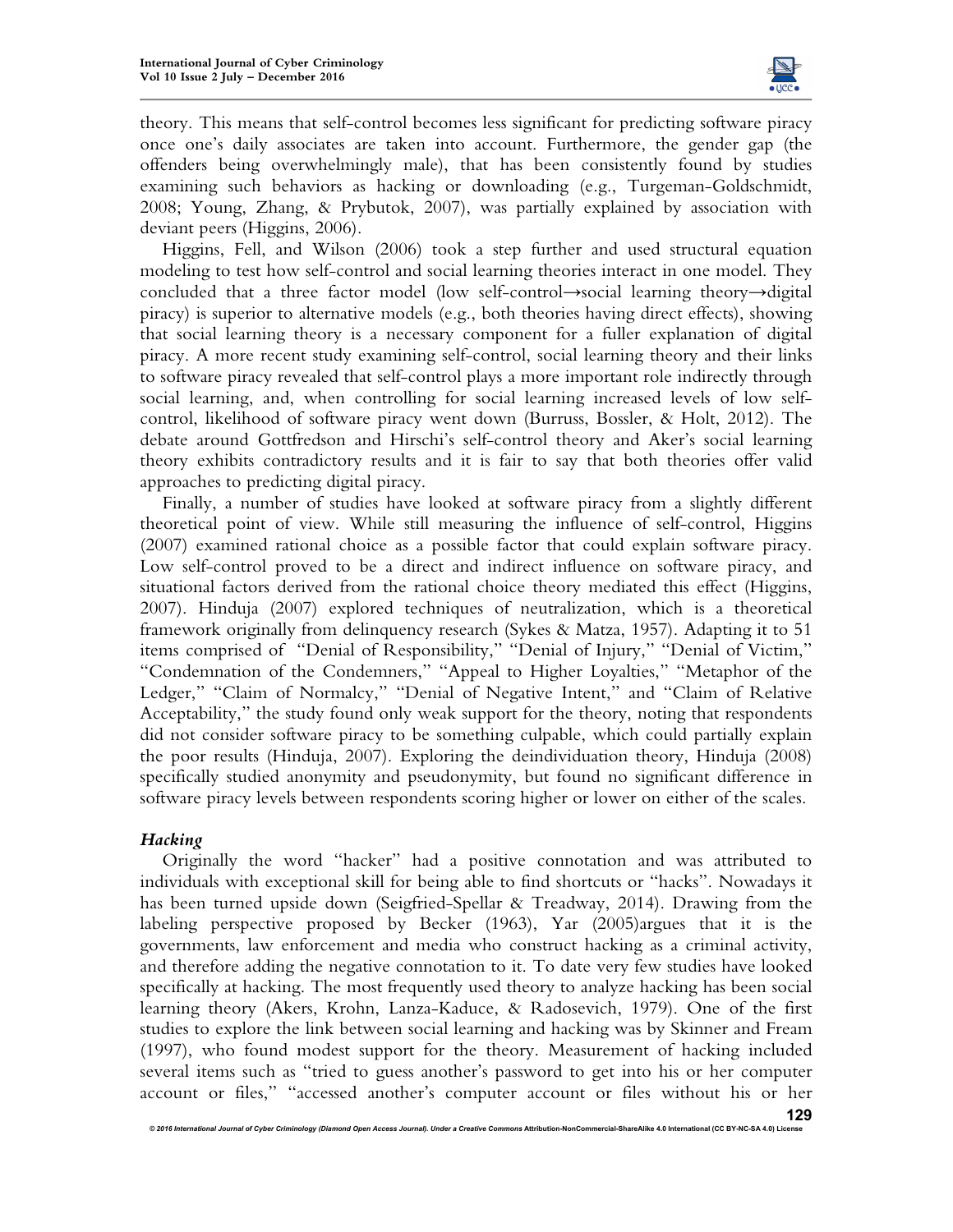theory. This means that self-control becomes less significant for predicting software piracy once one's daily associates are taken into account. Furthermore, the gender gap (the offenders being overwhelmingly male), that has been consistently found by studies examining such behaviors as hacking or downloading (e.g., Turgeman-Goldschmidt, 2008; Young, Zhang, & Prybutok, 2007), was partially explained by association with deviant peers (Higgins, 2006).

Higgins, Fell, and Wilson (2006) took a step further and used structural equation modeling to test how self-control and social learning theories interact in one model. They concluded that a three factor model (low self-control→social learning theory→digital piracy) is superior to alternative models (e.g., both theories having direct effects), showing that social learning theory is a necessary component for a fuller explanation of digital piracy. A more recent study examining self-control, social learning theory and their links to software piracy revealed that self-control plays a more important role indirectly through social learning, and, when controlling for social learning increased levels of low self-control, likelihood of software piracy went down (Burruss, Bossler, & Holt, 2012). The debate around Gottfredson and Hirschi's self-control theory and Aker's social learning theory exhibits contradictory results and it is fair to say that both theories offer valid approaches to predicting digital piracy.

Finally, a number of studies have looked at software piracy from a slightly different theoretical point of view. While still measuring the influence of self-control, Higgins (2007) examined rational choice as a possible factor that could explain software piracy. Low self-control proved to be a direct and indirect influence on software piracy, and situational factors derived from the rational choice theory mediated this effect (Higgins, 2007). Hinduja (2007) explored techniques of neutralization, which is a theoretical framework originally from delinquency research (Sykes & Matza, 1957). Adapting it to 51 items comprised of "Denial of Responsibility," "Denial of Injury," "Denial of Victim," "Condemnation of the Condemners," "Appeal to Higher Loyalties," "Metaphor of the Ledger," "Claim of Normalcy," "Denial of Negative Intent," and "Claim of Relative Acceptability," the study found only weak support for the theory, noting that respondents did not consider software piracy to be something culpable, which could partially explain the poor results (Hinduja, 2007). Exploring the deindividuation theory, Hinduja (2008) specifically studied anonymity and pseudonymity, but found no significant difference in software piracy levels between respondents scoring higher or lower on either of the scales.

### *Hacking*

Originally the word "hacker" had a positive connotation and was attributed to individuals with exceptional skill for being able to find shortcuts or "hacks". Nowadays it has been turned upside down (Seigfried-Spellar & Treadway, 2014). Drawing from the labeling perspective proposed by Becker (1963), Yar (2005)argues that it is the governments, law enforcement and media who construct hacking as a criminal activity, and therefore adding the negative connotation to it. To date very few studies have looked specifically at hacking. The most frequently used theory to analyze hacking has been social learning theory (Akers, Krohn, Lanza-Kaduce, & Radosevich, 1979). One of the first studies to explore the link between social learning and hacking was by Skinner and Fream (1997), who found modest support for the theory. Measurement of hacking included several items such as "tried to guess another's password to get into his or her computer account or files," "accessed another's computer account or files without his or her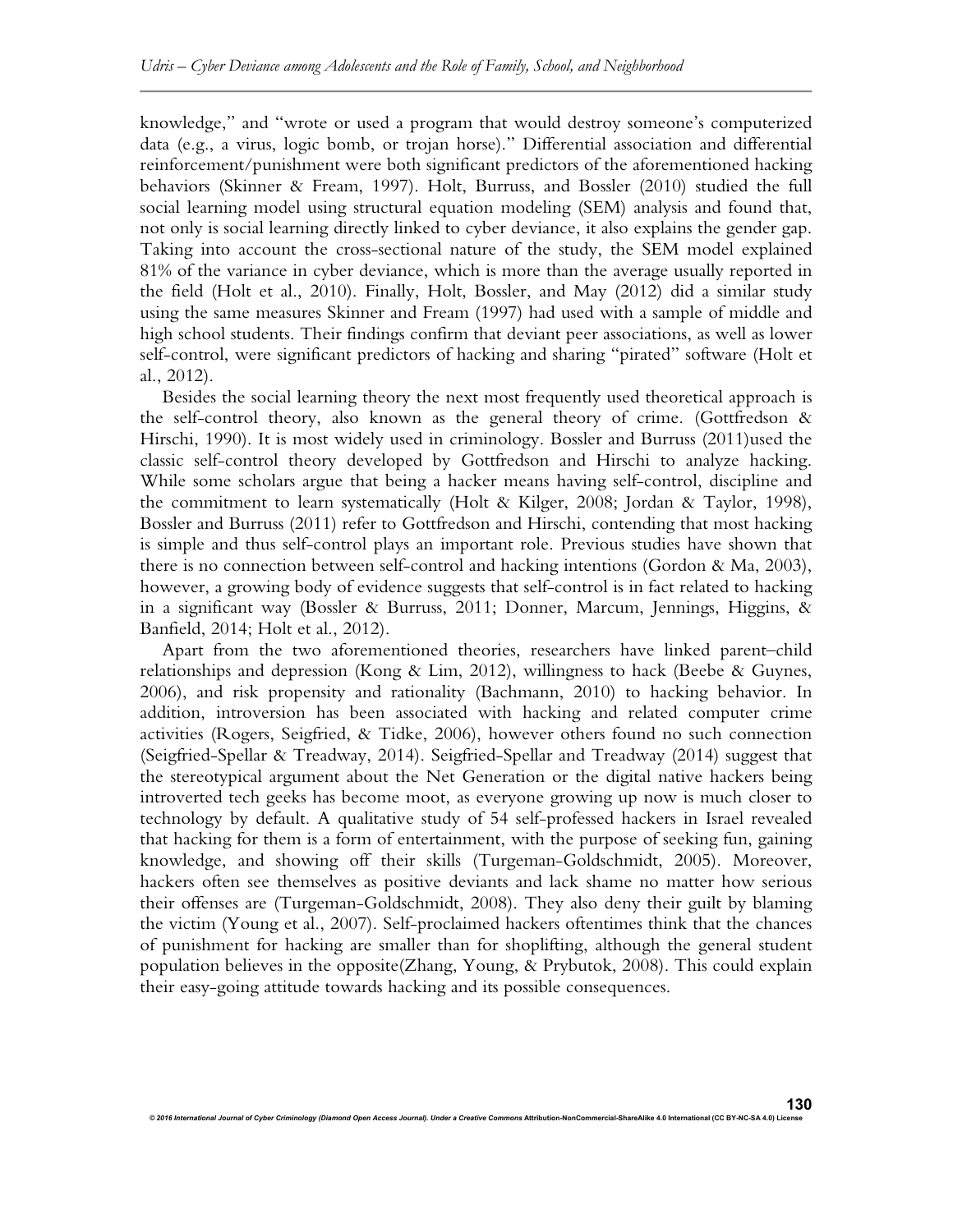knowledge," and "wrote or used a program that would destroy someone's computerized data (e.g., a virus, logic bomb, or trojan horse)." Differential association and differential reinforcement/punishment were both significant predictors of the aforementioned hacking behaviors (Skinner & Fream, 1997). Holt, Burruss, and Bossler (2010) studied the full social learning model using structural equation modeling (SEM) analysis and found that, not only is social learning directly linked to cyber deviance, it also explains the gender gap. Taking into account the cross-sectional nature of the study, the SEM model explained 81% of the variance in cyber deviance, which is more than the average usually reported in the field (Holt et al., 2010). Finally, Holt, Bossler, and May (2012) did a similar study using the same measures Skinner and Fream (1997) had used with a sample of middle and high school students. Their findings confirm that deviant peer associations, as well as lower self-control, were significant predictors of hacking and sharing "pirated" software (Holt et al., 2012).

Besides the social learning theory the next most frequently used theoretical approach is the self-control theory, also known as the general theory of crime. (Gottfredson & Hirschi, 1990). It is most widely used in criminology. Bossler and Burruss (2011)used the classic self-control theory developed by Gottfredson and Hirschi to analyze hacking. While some scholars argue that being a hacker means having self-control, discipline and the commitment to learn systematically (Holt & Kilger, 2008; Jordan & Taylor, 1998), Bossler and Burruss (2011) refer to Gottfredson and Hirschi, contending that most hacking is simple and thus self-control plays an important role. Previous studies have shown that there is no connection between self-control and hacking intentions (Gordon & Ma, 2003), however, a growing body of evidence suggests that self-control is in fact related to hacking in a significant way (Bossler & Burruss, 2011; Donner, Marcum, Jennings, Higgins, & Banfield, 2014; Holt et al., 2012).

Apart from the two aforementioned theories, researchers have linked parent–child relationships and depression (Kong & Lim, 2012), willingness to hack (Beebe & Guynes, 2006), and risk propensity and rationality (Bachmann, 2010) to hacking behavior. In addition, introversion has been associated with hacking and related computer crime activities (Rogers, Seigfried, & Tidke, 2006), however others found no such connection (Seigfried-Spellar & Treadway, 2014). Seigfried-Spellar and Treadway (2014) suggest that the stereotypical argument about the Net Generation or the digital native hackers being introverted tech geeks has become moot, as everyone growing up now is much closer to technology by default. A qualitative study of 54 self-professed hackers in Israel revealed that hacking for them is a form of entertainment, with the purpose of seeking fun, gaining knowledge, and showing off their skills (Turgeman-Goldschmidt, 2005). Moreover, hackers often see themselves as positive deviants and lack shame no matter how serious their offenses are (Turgeman-Goldschmidt, 2008). They also deny their guilt by blaming the victim (Young et al., 2007). Self-proclaimed hackers oftentimes think that the chances of punishment for hacking are smaller than for shoplifting, although the general student population believes in the opposite(Zhang, Young, & Prybutok, 2008). This could explain their easy-going attitude towards hacking and its possible consequences.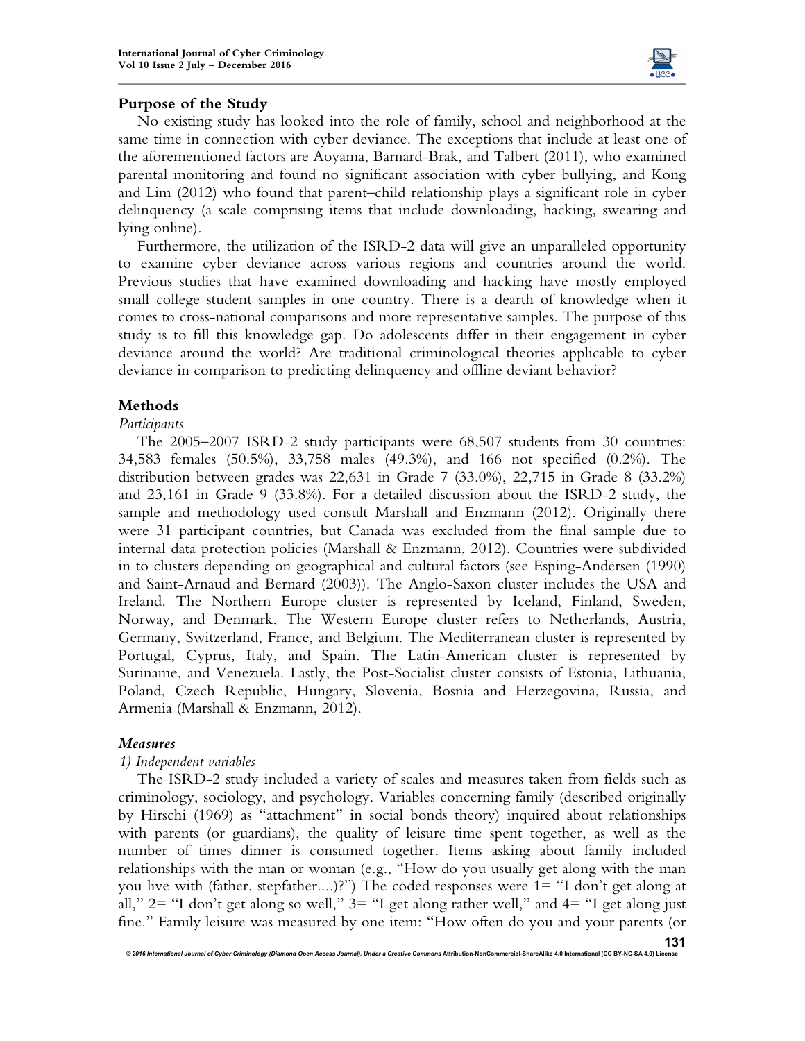## Purpose of the Study

No existing study has looked into the role of family, school and neighborhood at the same time in connection with cyber deviance. The exceptions that include at least one of the aforementioned factors are Aoyama, Barnard-Brak, and Talbert (2011), who examined parental monitoring and found no significant association with cyber bullying, and Kong and Lim (2012) who found that parent–child relationship plays a significant role in cyber delinquency (a scale comprising items that include downloading, hacking, swearing and lying online).

Furthermore, the utilization of the ISRD-2 data will give an unparalleled opportunity to examine cyber deviance across various regions and countries around the world. Previous studies that have examined downloading and hacking have mostly employed small college student samples in one country. There is a dearth of knowledge when it comes to cross-national comparisons and more representative samples. The purpose of this study is to fill this knowledge gap. Do adolescents differ in their engagement in cyber deviance around the world? Are traditional criminological theories applicable to cyber deviance in comparison to predicting delinquency and offline deviant behavior?

## Methods

*Participants*

The 2005–2007 ISRD-2 study participants were 68,507 students from 30 countries: 34,583 females (50.5%), 33,758 males (49.3%), and 166 not specified (0.2%). The distribution between grades was 22,631 in Grade 7 (33.0%), 22,715 in Grade 8 (33.2%) and 23,161 in Grade 9 (33.8%). For a detailed discussion about the ISRD-2 study, the sample and methodology used consult Marshall and Enzmann (2012). Originally there were 31 participant countries, but Canada was excluded from the final sample due to internal data protection policies (Marshall & Enzmann, 2012). Countries were subdivided in to clusters depending on geographical and cultural factors (see Esping-Andersen (1990) and Saint-Arnaud and Bernard (2003)). The Anglo-Saxon cluster includes the USA and Ireland. The Northern Europe cluster is represented by Iceland, Finland, Sweden, Norway, and Denmark. The Western Europe cluster refers to Netherlands, Austria, Germany, Switzerland, France, and Belgium. The Mediterranean cluster is represented by Portugal, Cyprus, Italy, and Spain. The Latin-American cluster is represented by Suriname, and Venezuela. Lastly, the Post-Socialist cluster consists of Estonia, Lithuania, Poland, Czech Republic, Hungary, Slovenia, Bosnia and Herzegovina, Russia, and Armenia (Marshall & Enzmann, 2012).

### *Measures*

*1) Independent variables*

The ISRD-2 study included a variety of scales and measures taken from fields such as criminology, sociology, and psychology. Variables concerning family (described originally by Hirschi (1969) as "attachment" in social bonds theory) inquired about relationships with parents (or guardians), the quality of leisure time spent together, as well as the number of times dinner is consumed together. Items asking about family included relationships with the man or woman (e.g., "How do you usually get along with the man you live with (father, stepfather....)?") The coded responses were 1= "I don't get along at all," 2= "I don't get along so well," 3= "I get along rather well," and 4= "I get along just fine." Family leisure was measured by one item: "How often do you and your parents (or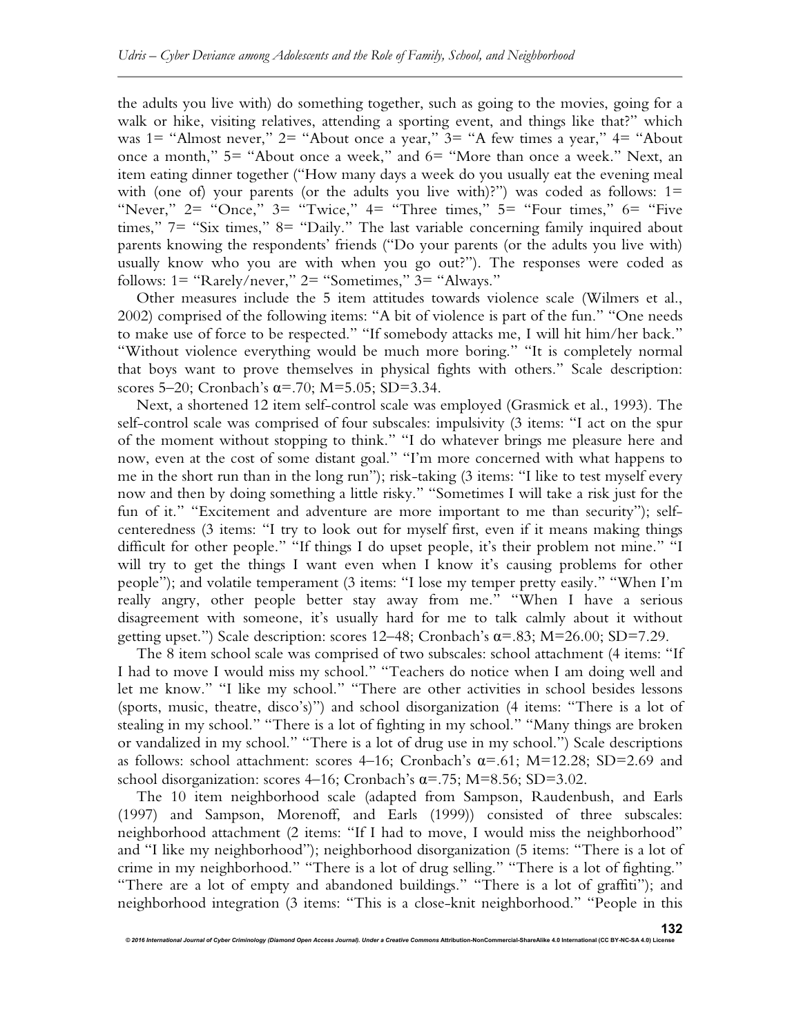the adults you live with) do something together, such as going to the movies, going for a walk or hike, visiting relatives, attending a sporting event, and things like that?" which was 1= "Almost never," 2= "About once a year," 3= "A few times a year," 4= "About once a month," 5= "About once a week," and 6= "More than once a week." Next, an item eating dinner together ("How many days a week do you usually eat the evening meal with (one of) your parents (or the adults you live with)?") was coded as follows: 1= "Never," 2= "Once," 3= "Twice," 4= "Three times," 5= "Four times," 6= "Five times," 7= "Six times," 8= "Daily." The last variable concerning family inquired about parents knowing the respondents' friends ("Do your parents (or the adults you live with) usually know who you are with when you go out?"). The responses were coded as follows: 1= "Rarely/never," 2= "Sometimes," 3= "Always."

Other measures include the 5 item attitudes towards violence scale (Wilmers et al., 2002) comprised of the following items: "A bit of violence is part of the fun." "One needs to make use of force to be respected." "If somebody attacks me, I will hit him/her back." "Without violence everything would be much more boring." "It is completely normal that boys want to prove themselves in physical fights with others." Scale description: scores 5–20; Cronbach's $\alpha$=.70; M=5.05; SD=3.34.

Next, a shortened 12 item self-control scale was employed (Grasmick et al., 1993). The self-control scale was comprised of four subscales: impulsivity (3 items: "I act on the spur of the moment without stopping to think." "I do whatever brings me pleasure here and now, even at the cost of some distant goal." "I'm more concerned with what happens to me in the short run than in the long run"); risk-taking (3 items: "I like to test myself every now and then by doing something a little risky." "Sometimes I will take a risk just for the fun of it." "Excitement and adventure are more important to me than security"); self-centeredness (3 items: "I try to look out for myself first, even if it means making things difficult for other people." "If things I do upset people, it's their problem not mine." "I will try to get the things I want even when I know it's causing problems for other people"); and volatile temperament (3 items: "I lose my temper pretty easily." "When I'm really angry, other people better stay away from me." "When I have a serious disagreement with someone, it's usually hard for me to talk calmly about it without getting upset.") Scale description: scores 12–48; Cronbach's $\alpha$=.83; M=26.00; SD=7.29.

The 8 item school scale was comprised of two subscales: school attachment (4 items: "If I had to move I would miss my school." "Teachers do notice when I am doing well and let me know." "I like my school." "There are other activities in school besides lessons (sports, music, theatre, disco's)") and school disorganization (4 items: "There is a lot of stealing in my school." "There is a lot of fighting in my school." "Many things are broken or vandalized in my school." "There is a lot of drug use in my school.") Scale descriptions as follows: school attachment: scores 4–16; Cronbach's $\alpha$=.61; M=12.28; SD=2.69 and school disorganization: scores 4–16; Cronbach's $\alpha$=.75; M=8.56; SD=3.02.

The 10 item neighborhood scale (adapted from Sampson, Raudenbush, and Earls (1997) and Sampson, Morenoff, and Earls (1999)) consisted of three subscales: neighborhood attachment (2 items: "If I had to move, I would miss the neighborhood" and "I like my neighborhood"); neighborhood disorganization (5 items: "There is a lot of crime in my neighborhood." "There is a lot of drug selling." "There is a lot of fighting." "There are a lot of empty and abandoned buildings." "There is a lot of graffiti"); and neighborhood integration (3 items: "This is a close-knit neighborhood." "People in this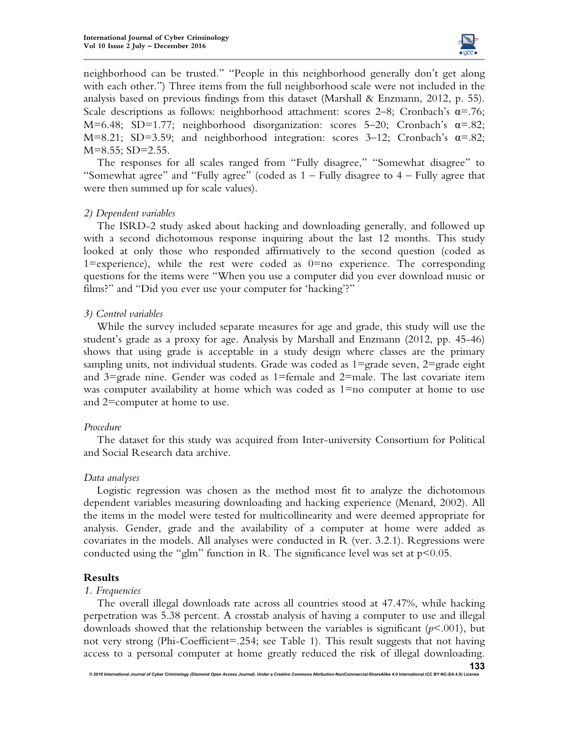neighborhood can be trusted." "People in this neighborhood generally don't get along with each other.") Three items from the full neighborhood scale were not included in the analysis based on previous findings from this dataset (Marshall & Enzmann, 2012, p. 55). Scale descriptions as follows: neighborhood attachment: scores 2–8; Cronbach's $\alpha$=.76; M=6.48; SD=1.77; neighborhood disorganization: scores 5–20; Cronbach's $\alpha$=.82; M=8.21; SD=3.59; and neighborhood integration: scores 3–12; Cronbach's $\alpha$=.82; M=8.55; SD=2.55.

The responses for all scales ranged from "Fully disagree," "Somewhat disagree" to "Somewhat agree" and "Fully agree" (coded as 1 – Fully disagree to 4 – Fully agree that were then summed up for scale values).

*2) Dependent variables*

The ISRD-2 study asked about hacking and downloading generally, and followed up with a second dichotomous response inquiring about the last 12 months. This study looked at only those who responded affirmatively to the second question (coded as 1=experience), while the rest were coded as 0=no experience. The corresponding questions for the items were "When you use a computer did you ever download music or films?" and "Did you ever use your computer for 'hacking'?"

*3) Control variables*

While the survey included separate measures for age and grade, this study will use the student's grade as a proxy for age. Analysis by Marshall and Enzmann (2012, pp. 45-46) shows that using grade is acceptable in a study design where classes are the primary sampling units, not individual students. Grade was coded as 1=grade seven, 2=grade eight and 3=grade nine. Gender was coded as 1=female and 2=male. The last covariate item was computer availability at home which was coded as 1=no computer at home to use and 2=computer at home to use.

*Procedure*

The dataset for this study was acquired from Inter-university Consortium for Political and Social Research data archive.

*Data analyses*

Logistic regression was chosen as the method most fit to analyze the dichotomous dependent variables measuring downloading and hacking experience (Menard, 2002). All the items in the model were tested for multicollinearity and were deemed appropriate for analysis. Gender, grade and the availability of a computer at home were added as covariates in the models. All analyses were conducted in R (ver. 3.2.1). Regressions were conducted using the "glm" function in R. The significance level was set at $p<0.05$.

## Results

*1. Frequencies*

The overall illegal downloads rate across all countries stood at 47.47%, while hacking perpetration was 5.38 percent. A crosstab analysis of having a computer to use and illegal downloads showed that the relationship between the variables is significant ($p<.001$), but not very strong (Phi-Coefficient=.254; see Table 1). This result suggests that not having access to a personal computer at home greatly reduced the risk of illegal downloading.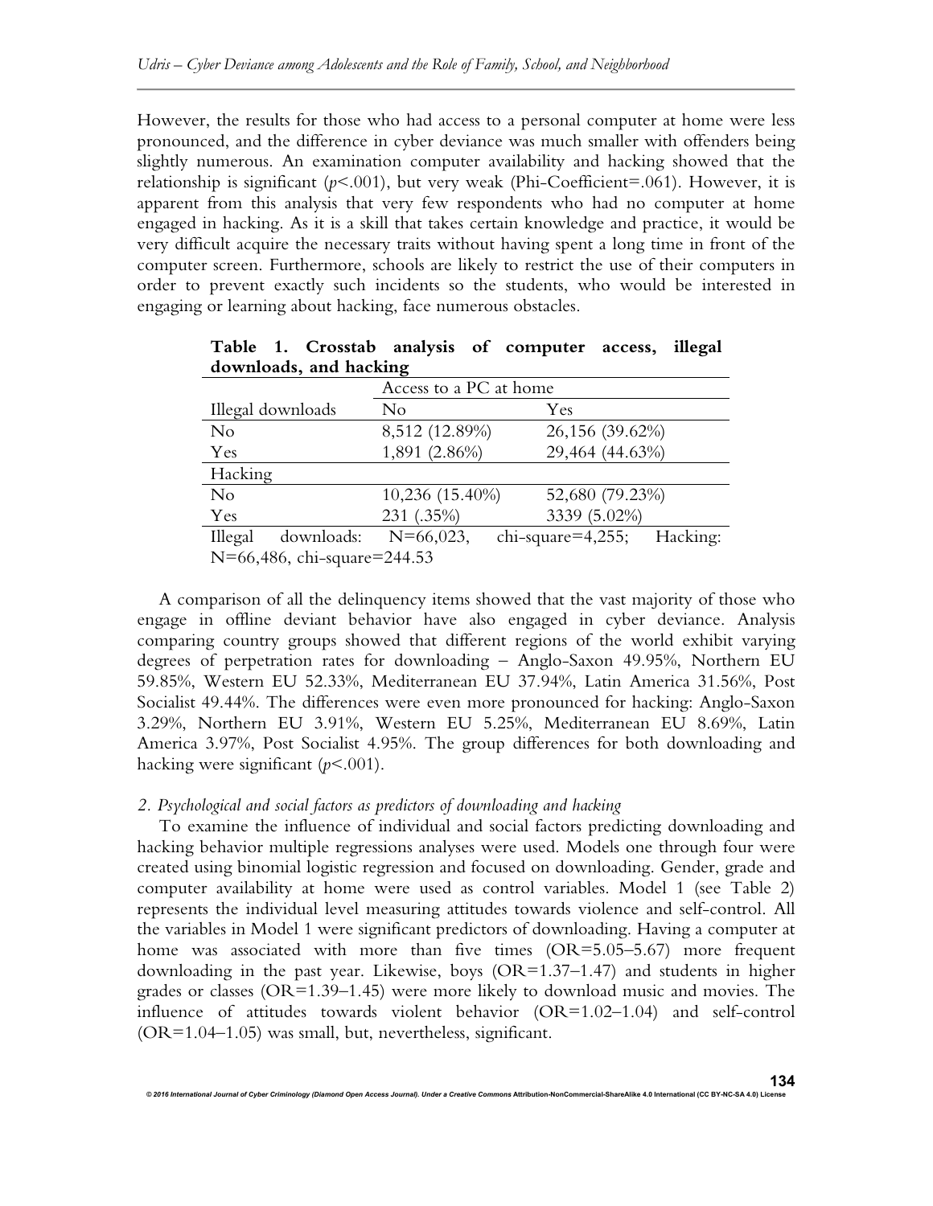However, the results for those who had access to a personal computer at home were less pronounced, and the difference in cyber deviance was much smaller with offenders being slightly numerous. An examination computer availability and hacking showed that the relationship is significant ($p$<.001), but very weak (Phi-Coefficient=.061). However, it is apparent from this analysis that very few respondents who had no computer at home engaged in hacking. As it is a skill that takes certain knowledge and practice, it would be very difficult acquire the necessary traits without having spent a long time in front of the computer screen. Furthermore, schools are likely to restrict the use of their computers in order to prevent exactly such incidents so the students, who would be interested in engaging or learning about hacking, face numerous obstacles.

**Table 1. Crosstab analysis of computer access, illegal downloads, and hacking**

| | Access to a PC at home | |
|---|---|---|
| Illegal downloads | No | Yes |
| No | 8,512 (12.89%) | 26,156 (39.62%) |
| Yes | 1,891 (2.86%) | 29,464 (44.63%) |
| Hacking | | |
| No | 10,236 (15.40%) | 52,680 (79.23%) |
| Yes | 231 (.35%) | 3339 (5.02%) |

Illegal downloads: N=66,023, chi-square=4,255; Hacking: N=66,486, chi-square=244.53

A comparison of all the delinquency items showed that the vast majority of those who engage in offline deviant behavior have also engaged in cyber deviance. Analysis comparing country groups showed that different regions of the world exhibit varying degrees of perpetration rates for downloading – Anglo-Saxon 49.95%, Northern EU 59.85%, Western EU 52.33%, Mediterranean EU 37.94%, Latin America 31.56%, Post Socialist 49.44%. The differences were even more pronounced for hacking: Anglo-Saxon 3.29%, Northern EU 3.91%, Western EU 5.25%, Mediterranean EU 8.69%, Latin America 3.97%, Post Socialist 4.95%. The group differences for both downloading and hacking were significant ($p$<.001).

*2. Psychological and social factors as predictors of downloading and hacking*

To examine the influence of individual and social factors predicting downloading and hacking behavior multiple regressions analyses were used. Models one through four were created using binomial logistic regression and focused on downloading. Gender, grade and computer availability at home were used as control variables. Model 1 (see Table 2) represents the individual level measuring attitudes towards violence and self-control. All the variables in Model 1 were significant predictors of downloading. Having a computer at home was associated with more than five times (OR=5.05–5.67) more frequent downloading in the past year. Likewise, boys (OR=1.37–1.47) and students in higher grades or classes (OR=1.39–1.45) were more likely to download music and movies. The influence of attitudes towards violent behavior (OR=1.02–1.04) and self-control (OR=1.04–1.05) was small, but, nevertheless, significant.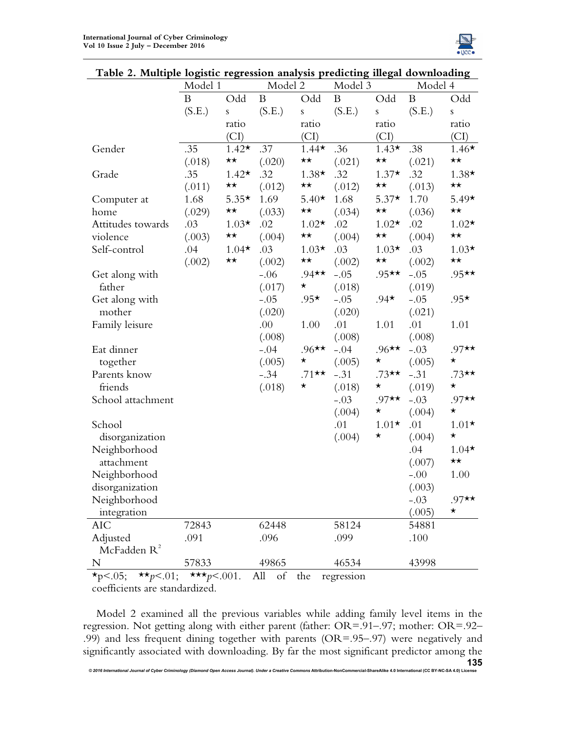**Table 2. Multiple logistic regression analysis predicting illegal downloading**

| | Model 1 | | Model 2 | | Model 3 | | Model 4 | |
|---|---|---|---|---|---|---|---|---|
| | B (S.E.) | Odds ratio (CI) | B (S.E.) | Odds ratio (CI) | B (S.E.) | Odds ratio (CI) | B (S.E.) | Odds ratio (CI) |
| Gender | .35 (.018) | 1.42*** | .37 (.020) | 1.44*** | .36 (.021) | 1.43*** | .38 (.021) | 1.46*** |
| Grade | .35 (.011) | 1.42*** | .32 (.012) | 1.38*** | .32 (.012) | 1.37*** | .32 (.013) | 1.38*** |
| Computer at home | 1.68 (.029) | 5.35*** | 1.69 (.033) | 5.40*** | 1.68 (.034) | 5.37*** | 1.70 (.036) | 5.49*** |
| Attitudes towards violence | .03 (.003) | 1.03*** | .02 (.004) | 1.02*** | .02 (.004) | 1.02*** | .02 (.004) | 1.02*** |
| Self-control | .04 (.002) | 1.04*** | .03 (.002) | 1.03*** | .03 (.002) | 1.03*** | .03 (.002) | 1.03*** |
| Get along with father | | | -.06 (.017) | .94*** | -.05 (.018) | .95** | -.05 (.019) | .95** |
| Get along with mother | | | -.05 (.020) | .95* | -.05 (.020) | .94* | -.05 (.021) | .95* |
| Family leisure | | | .00 (.008) | 1.00 | .01 (.008) | 1.01 | .01 (.008) | 1.01 |
| Eat dinner together | | | -.04 (.005) | .96*** | -.04 (.005) | .96*** | -.03 (.005) | .97*** |
| Parents know friends | | | -.34 (.018) | .71*** | -.31 (.018) | .73*** | -.31 (.019) | .73*** |
| School attachment | | | | | -.03 (.004) | .97*** | -.03 (.004) | .97*** |
| School disorganization | | | | | .01 (.004) | 1.01** | .01 (.004) | 1.01** |
| Neighborhood attachment | | | | | | | .04 (.007) | 1.04*** |
| Neighborhood disorganization | | | | | | | -.00 (.003) | 1.00 |
| Neighborhood integration | | | | | | | -.03 (.005) | .97*** |
| AIC | 72843 | | 62448 | | 58124 | | 54881 | |
| Adjusted McFadden $R^2$ | .091 | | .096 | | .099 | | .100 | |
| N | 57833 | | 49865 | | 46534 | | 43998 | |

*p<.05; **p<.01; ***p<.001. All of the regression coefficients are standardized.

Model 2 examined all the previous variables while adding family level items in the regression. Not getting along with either parent (father: OR=.91–.97; mother: OR=.92–.99) and less frequent dining together with parents (OR=.95–.97) were negatively and significantly associated with downloading. By far the most significant predictor among the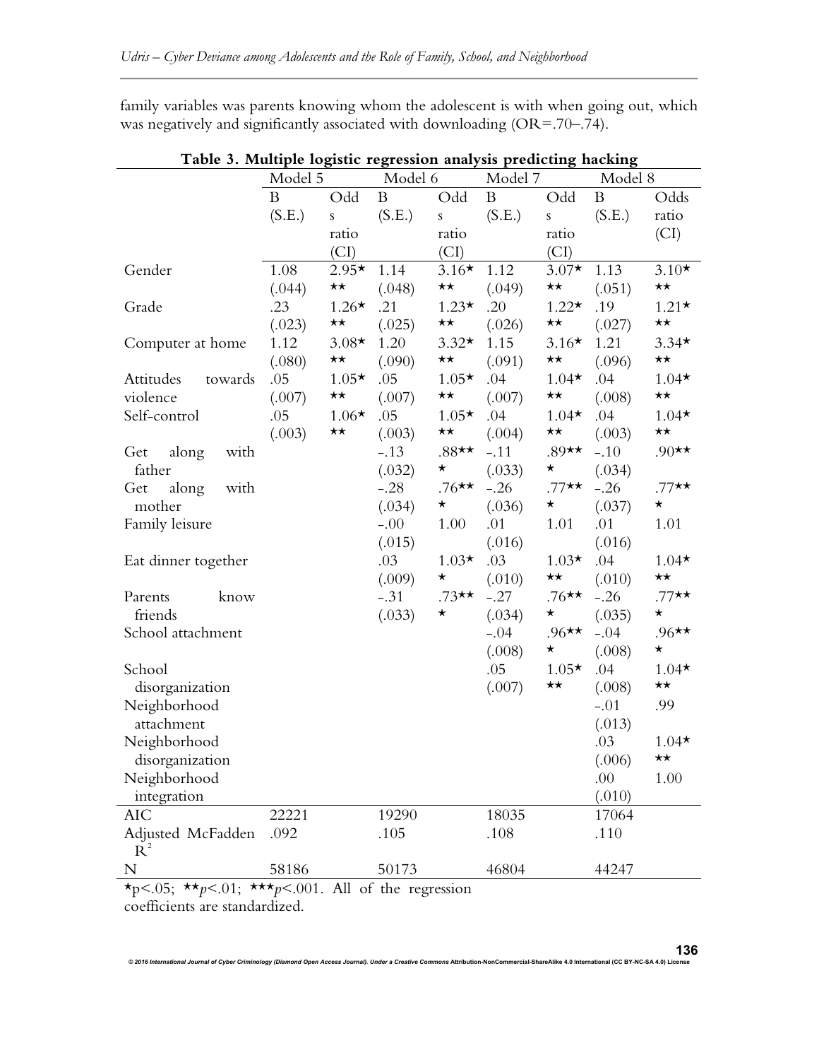family variables was parents knowing whom the adolescent is with when going out, which was negatively and significantly associated with downloading (OR=.70–.74).

**Table 3. Multiple logistic regression analysis predicting hacking**

| | Model 5 | | Model 6 | | Model 7 | | Model 8 | |
|---|---|---|---|---|---|---|---|---|
| | B (S.E.) | Odds ratio (CI) | B (S.E.) | Odds ratio (CI) | B (S.E.) | Odds ratio (CI) | B (S.E.) | Odds ratio (CI) |
| Gender | 1.08 (.044) | 2.95*** | 1.14 (.048) | 3.16*** | 1.12 (.049) | 3.07*** | 1.13 (.051) | 3.10*** |
| Grade | .23 (.023) | 1.26*** | .21 (.025) | 1.23*** | .20 (.026) | 1.22*** | .19 (.027) | 1.21*** |
| Computer at home | 1.12 (.080) | 3.08*** | 1.20 (.090) | 3.32*** | 1.15 (.091) | 3.16*** | 1.21 (.096) | 3.34*** |
| Attitudes towards violence | .05 (.007) | 1.05*** | .05 (.007) | 1.05*** | .04 (.007) | 1.04*** | .04 (.008) | 1.04*** |
| Self-control | .05 (.003) | 1.06*** | .05 (.003) | 1.05*** | .04 (.004) | 1.04*** | .04 (.003) | 1.04*** |
| Get along with father | | | -.13 (.032) | .88*** | -.11 (.033) | .89*** | -.10 (.034) | .90** |
| Get along with mother | | | -.28 (.034) | .76*** | -.26 (.036) | .77*** | -.26 (.037) | .77*** |
| Family leisure | | | -.00 (.015) | 1.00 | .01 (.016) | 1.01 | .01 (.016) | 1.01 |
| Eat dinner together | | | .03 (.009) | 1.03** | .03 (.010) | 1.03*** | .04 (.010) | 1.04*** |
| Parents know friends | | | -.31 (.033) | .73*** | -.27 (.034) | .76*** | -.26 (.035) | .77*** |
| School attachment | | | | | -.04 (.008) | .96*** | -.04 (.008) | .96*** |
| School disorganization | | | | | .05 (.007) | 1.05*** | .04 (.008) | 1.04*** |
| Neighborhood attachment | | | | | | | -.01 (.013) | .99 |
| Neighborhood disorganization | | | | | | | .03 (.006) | 1.04*** |
| Neighborhood integration | | | | | | | .00 (.010) | 1.00 |
| AIC | 22221 | | 19290 | | 18035 | | 17064 | |
| Adjusted McFadden $R^2$ | .092 | | .105 | | .108 | | .110 | |
| N | 58186 | | 50173 | | 46804 | | 44247 | |

*p<.05; ** $p$<.01; *** $p$<.001. All of the regression coefficients are standardized.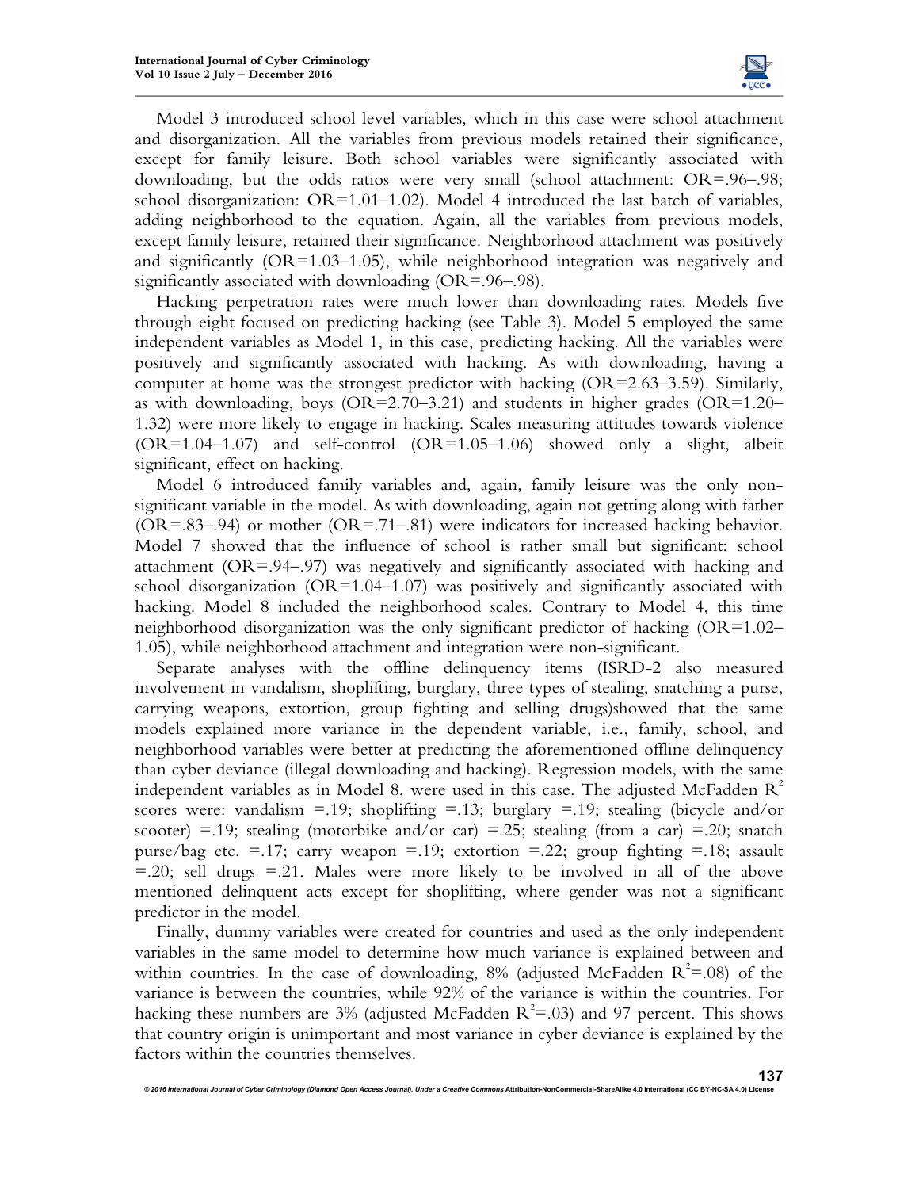Model 3 introduced school level variables, which in this case were school attachment and disorganization. All the variables from previous models retained their significance, except for family leisure. Both school variables were significantly associated with downloading, but the odds ratios were very small (school attachment: OR=.96–.98; school disorganization: OR=1.01–1.02). Model 4 introduced the last batch of variables, adding neighborhood to the equation. Again, all the variables from previous models, except family leisure, retained their significance. Neighborhood attachment was positively and significantly (OR=1.03–1.05), while neighborhood integration was negatively and significantly associated with downloading (OR=.96–.98).

Hacking perpetration rates were much lower than downloading rates. Models five through eight focused on predicting hacking (see Table 3). Model 5 employed the same independent variables as Model 1, in this case, predicting hacking. All the variables were positively and significantly associated with hacking. As with downloading, having a computer at home was the strongest predictor with hacking (OR=2.63–3.59). Similarly, as with downloading, boys (OR=2.70–3.21) and students in higher grades (OR=1.20–1.32) were more likely to engage in hacking. Scales measuring attitudes towards violence (OR=1.04–1.07) and self-control (OR=1.05–1.06) showed only a slight, albeit significant, effect on hacking.

Model 6 introduced family variables and, again, family leisure was the only non-significant variable in the model. As with downloading, again not getting along with father (OR=.83–.94) or mother (OR=.71–.81) were indicators for increased hacking behavior. Model 7 showed that the influence of school is rather small but significant: school attachment (OR=.94–.97) was negatively and significantly associated with hacking and school disorganization (OR=1.04–1.07) was positively and significantly associated with hacking. Model 8 included the neighborhood scales. Contrary to Model 4, this time neighborhood disorganization was the only significant predictor of hacking (OR=1.02–1.05), while neighborhood attachment and integration were non-significant.

Separate analyses with the offline delinquency items (ISRD-2 also measured involvement in vandalism, shoplifting, burglary, three types of stealing, snatching a purse, carrying weapons, extortion, group fighting and selling drugs)showed that the same models explained more variance in the dependent variable, i.e., family, school, and neighborhood variables were better at predicting the aforementioned offline delinquency than cyber deviance (illegal downloading and hacking). Regression models, with the same independent variables as in Model 8, were used in this case. The adjusted McFadden $R^2$ scores were: vandalism =.19; shoplifting =.13; burglary =.19; stealing (bicycle and/or scooter) =.19; stealing (motorbike and/or car) =.25; stealing (from a car) =.20; snatch purse/bag etc. =.17; carry weapon =.19; extortion =.22; group fighting =.18; assault =.20; sell drugs =.21. Males were more likely to be involved in all of the above mentioned delinquent acts except for shoplifting, where gender was not a significant predictor in the model.

Finally, dummy variables were created for countries and used as the only independent variables in the same model to determine how much variance is explained between and within countries. In the case of downloading, 8% (adjusted McFadden $R^2$=.08) of the variance is between the countries, while 92% of the variance is within the countries. For hacking these numbers are 3% (adjusted McFadden $R^2$=.03) and 97 percent. This shows that country origin is unimportant and most variance in cyber deviance is explained by the factors within the countries themselves.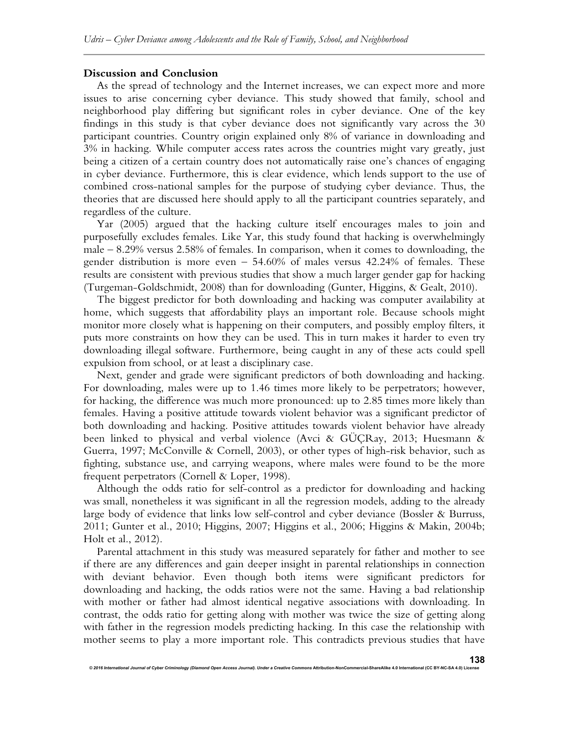**Discussion and Conclusion**

As the spread of technology and the Internet increases, we can expect more and more issues to arise concerning cyber deviance. This study showed that family, school and neighborhood play differing but significant roles in cyber deviance. One of the key findings in this study is that cyber deviance does not significantly vary across the 30 participant countries. Country origin explained only 8% of variance in downloading and 3% in hacking. While computer access rates across the countries might vary greatly, just being a citizen of a certain country does not automatically raise one's chances of engaging in cyber deviance. Furthermore, this is clear evidence, which lends support to the use of combined cross-national samples for the purpose of studying cyber deviance. Thus, the theories that are discussed here should apply to all the participant countries separately, and regardless of the culture.

Yar (2005) argued that the hacking culture itself encourages males to join and purposefully excludes females. Like Yar, this study found that hacking is overwhelmingly male – 8.29% versus 2.58% of females. In comparison, when it comes to downloading, the gender distribution is more even – 54.60% of males versus 42.24% of females. These results are consistent with previous studies that show a much larger gender gap for hacking (Turgeman-Goldschmidt, 2008) than for downloading (Gunter, Higgins, & Gealt, 2010).

The biggest predictor for both downloading and hacking was computer availability at home, which suggests that affordability plays an important role. Because schools might monitor more closely what is happening on their computers, and possibly employ filters, it puts more constraints on how they can be used. This in turn makes it harder to even try downloading illegal software. Furthermore, being caught in any of these acts could spell expulsion from school, or at least a disciplinary case.

Next, gender and grade were significant predictors of both downloading and hacking. For downloading, males were up to 1.46 times more likely to be perpetrators; however, for hacking, the difference was much more pronounced: up to 2.85 times more likely than females. Having a positive attitude towards violent behavior was a significant predictor of both downloading and hacking. Positive attitudes towards violent behavior have already been linked to physical and verbal violence (Avci & GÜÇRay, 2013; Huesmann & Guerra, 1997; McConville & Cornell, 2003), or other types of high-risk behavior, such as fighting, substance use, and carrying weapons, where males were found to be the more frequent perpetrators (Cornell & Loper, 1998).

Although the odds ratio for self-control as a predictor for downloading and hacking was small, nonetheless it was significant in all the regression models, adding to the already large body of evidence that links low self-control and cyber deviance (Bossler & Burruss, 2011; Gunter et al., 2010; Higgins, 2007; Higgins et al., 2006; Higgins & Makin, 2004b; Holt et al., 2012).

Parental attachment in this study was measured separately for father and mother to see if there are any differences and gain deeper insight in parental relationships in connection with deviant behavior. Even though both items were significant predictors for downloading and hacking, the odds ratios were not the same. Having a bad relationship with mother or father had almost identical negative associations with downloading. In contrast, the odds ratio for getting along with mother was twice the size of getting along with father in the regression models predicting hacking. In this case the relationship with mother seems to play a more important role. This contradicts previous studies that have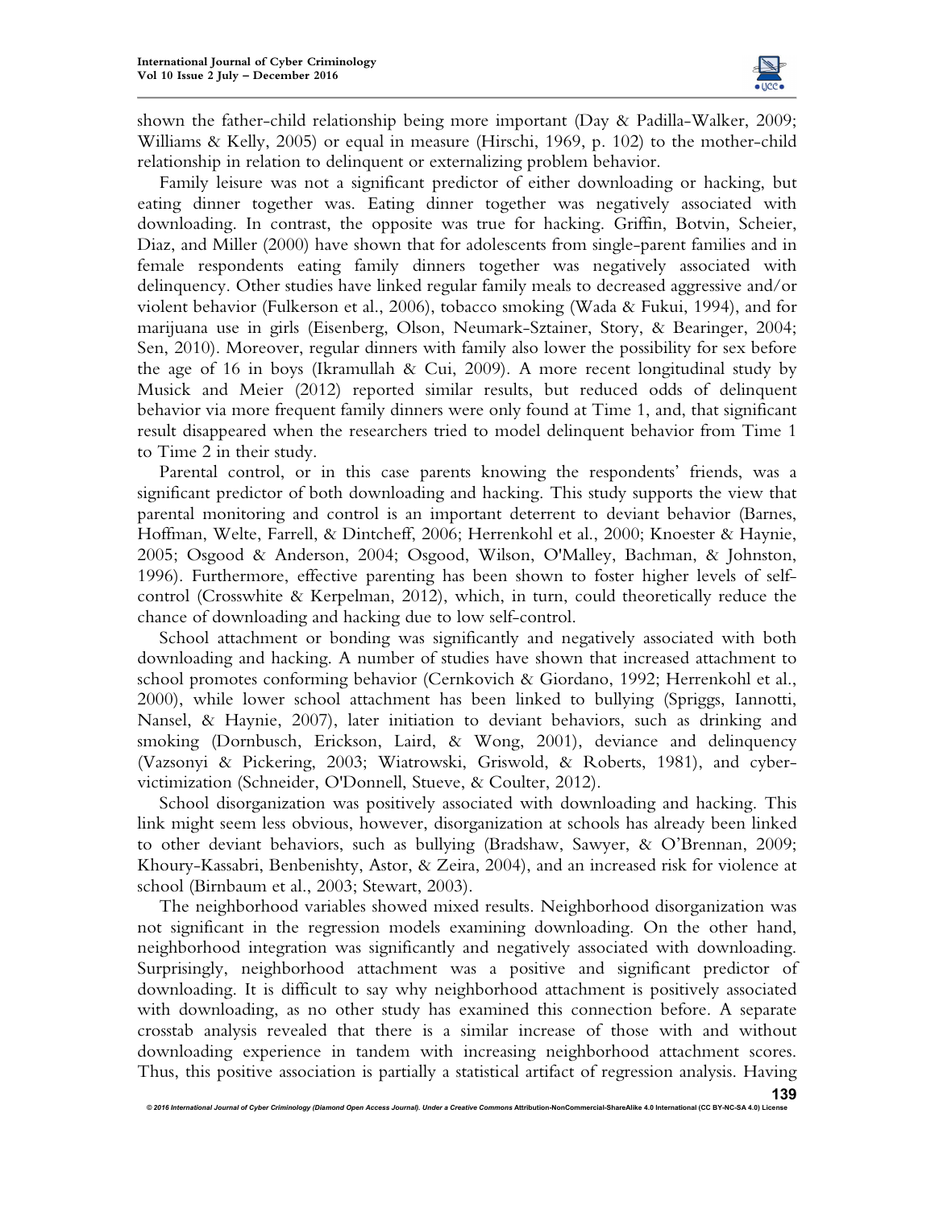shown the father-child relationship being more important (Day & Padilla-Walker, 2009; Williams & Kelly, 2005) or equal in measure (Hirschi, 1969, p. 102) to the mother-child relationship in relation to delinquent or externalizing problem behavior.

Family leisure was not a significant predictor of either downloading or hacking, but eating dinner together was. Eating dinner together was negatively associated with downloading. In contrast, the opposite was true for hacking. Griffin, Botvin, Scheier, Diaz, and Miller (2000) have shown that for adolescents from single-parent families and in female respondents eating family dinners together was negatively associated with delinquency. Other studies have linked regular family meals to decreased aggressive and/or violent behavior (Fulkerson et al., 2006), tobacco smoking (Wada & Fukui, 1994), and for marijuana use in girls (Eisenberg, Olson, Neumark-Sztainer, Story, & Bearinger, 2004; Sen, 2010). Moreover, regular dinners with family also lower the possibility for sex before the age of 16 in boys (Ikramullah & Cui, 2009). A more recent longitudinal study by Musick and Meier (2012) reported similar results, but reduced odds of delinquent behavior via more frequent family dinners were only found at Time 1, and, that significant result disappeared when the researchers tried to model delinquent behavior from Time 1 to Time 2 in their study.

Parental control, or in this case parents knowing the respondents' friends, was a significant predictor of both downloading and hacking. This study supports the view that parental monitoring and control is an important deterrent to deviant behavior (Barnes, Hoffman, Welte, Farrell, & Dintcheff, 2006; Herrenkohl et al., 2000; Knoester & Haynie, 2005; Osgood & Anderson, 2004; Osgood, Wilson, O'Malley, Bachman, & Johnston, 1996). Furthermore, effective parenting has been shown to foster higher levels of self-control (Crosswhite & Kerpelman, 2012), which, in turn, could theoretically reduce the chance of downloading and hacking due to low self-control.

School attachment or bonding was significantly and negatively associated with both downloading and hacking. A number of studies have shown that increased attachment to school promotes conforming behavior (Cernkovich & Giordano, 1992; Herrenkohl et al., 2000), while lower school attachment has been linked to bullying (Spriggs, Iannotti, Nansel, & Haynie, 2007), later initiation to deviant behaviors, such as drinking and smoking (Dornbusch, Erickson, Laird, & Wong, 2001), deviance and delinquency (Vazsonyi & Pickering, 2003; Wiatrowski, Griswold, & Roberts, 1981), and cyber-victimization (Schneider, O'Donnell, Stueve, & Coulter, 2012).

School disorganization was positively associated with downloading and hacking. This link might seem less obvious, however, disorganization at schools has already been linked to other deviant behaviors, such as bullying (Bradshaw, Sawyer, & O'Brennan, 2009; Khoury-Kassabri, Benbenishty, Astor, & Zeira, 2004), and an increased risk for violence at school (Birnbaum et al., 2003; Stewart, 2003).

The neighborhood variables showed mixed results. Neighborhood disorganization was not significant in the regression models examining downloading. On the other hand, neighborhood integration was significantly and negatively associated with downloading. Surprisingly, neighborhood attachment was a positive and significant predictor of downloading. It is difficult to say why neighborhood attachment is positively associated with downloading, as no other study has examined this connection before. A separate crosstab analysis revealed that there is a similar increase of those with and without downloading experience in tandem with increasing neighborhood attachment scores. Thus, this positive association is partially a statistical artifact of regression analysis. Having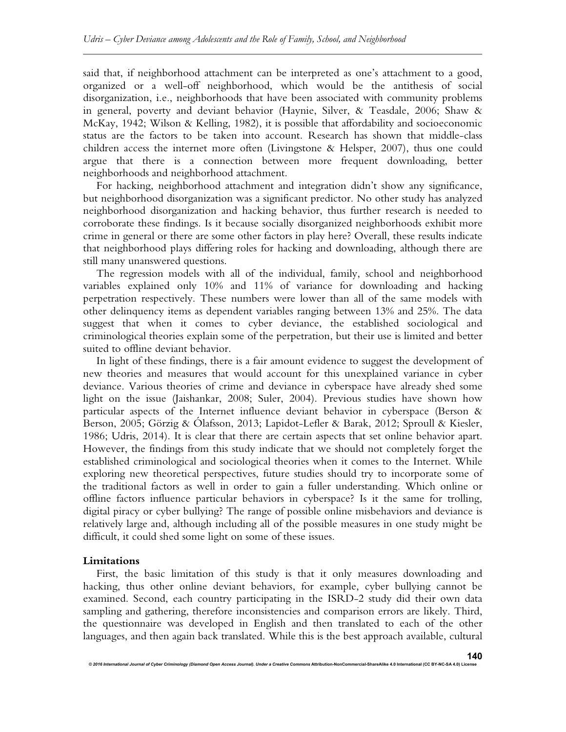said that, if neighborhood attachment can be interpreted as one's attachment to a good, organized or a well-off neighborhood, which would be the antithesis of social disorganization, i.e., neighborhoods that have been associated with community problems in general, poverty and deviant behavior (Haynie, Silver, & Teasdale, 2006; Shaw & McKay, 1942; Wilson & Kelling, 1982), it is possible that affordability and socioeconomic status are the factors to be taken into account. Research has shown that middle-class children access the internet more often (Livingstone & Helsper, 2007), thus one could argue that there is a connection between more frequent downloading, better neighborhoods and neighborhood attachment.

For hacking, neighborhood attachment and integration didn't show any significance, but neighborhood disorganization was a significant predictor. No other study has analyzed neighborhood disorganization and hacking behavior, thus further research is needed to corroborate these findings. Is it because socially disorganized neighborhoods exhibit more crime in general or there are some other factors in play here? Overall, these results indicate that neighborhood plays differing roles for hacking and downloading, although there are still many unanswered questions.

The regression models with all of the individual, family, school and neighborhood variables explained only 10% and 11% of variance for downloading and hacking perpetration respectively. These numbers were lower than all of the same models with other delinquency items as dependent variables ranging between 13% and 25%. The data suggest that when it comes to cyber deviance, the established sociological and criminological theories explain some of the perpetration, but their use is limited and better suited to offline deviant behavior.

In light of these findings, there is a fair amount evidence to suggest the development of new theories and measures that would account for this unexplained variance in cyber deviance. Various theories of crime and deviance in cyberspace have already shed some light on the issue (Jaishankar, 2008; Suler, 2004). Previous studies have shown how particular aspects of the Internet influence deviant behavior in cyberspace (Berson & Berson, 2005; Görzig & Ólafsson, 2013; Lapidot-Lefler & Barak, 2012; Sproull & Kiesler, 1986; Udris, 2014). It is clear that there are certain aspects that set online behavior apart. However, the findings from this study indicate that we should not completely forget the established criminological and sociological theories when it comes to the Internet. While exploring new theoretical perspectives, future studies should try to incorporate some of the traditional factors as well in order to gain a fuller understanding. Which online or offline factors influence particular behaviors in cyberspace? Is it the same for trolling, digital piracy or cyber bullying? The range of possible online misbehaviors and deviance is relatively large and, although including all of the possible measures in one study might be difficult, it could shed some light on some of these issues.

### Limitations

First, the basic limitation of this study is that it only measures downloading and hacking, thus other online deviant behaviors, for example, cyber bullying cannot be examined. Second, each country participating in the ISRD-2 study did their own data sampling and gathering, therefore inconsistencies and comparison errors are likely. Third, the questionnaire was developed in English and then translated to each of the other languages, and then again back translated. While this is the best approach available, cultural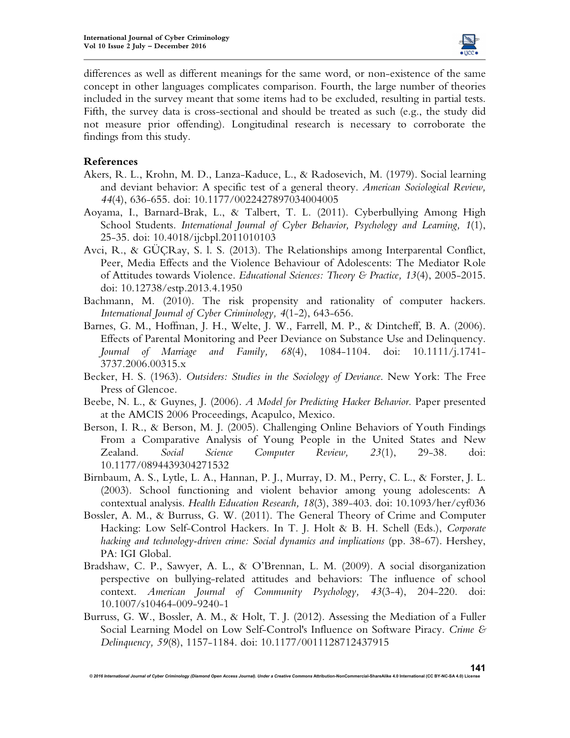differences as well as different meanings for the same word, or non-existence of the same concept in other languages complicates comparison. Fourth, the large number of theories included in the survey meant that some items had to be excluded, resulting in partial tests. Fifth, the survey data is cross-sectional and should be treated as such (e.g., the study did not measure prior offending). Longitudinal research is necessary to corroborate the findings from this study.

## References

Akers, R. L., Krohn, M. D., Lanza-Kaduce, L., & Radosevich, M. (1979). Social learning and deviant behavior: A specific test of a general theory. *American Sociological Review, 44*(4), 636-655. doi: 10.1177/0022427897034004005

Aoyama, I., Barnard-Brak, L., & Talbert, T. L. (2011). Cyberbullying Among High School Students. *International Journal of Cyber Behavior, Psychology and Learning, 1*(1), 25-35. doi: 10.4018/ijcbpl.2011010103

Avci, R., & GÜÇRay, S. l. S. (2013). The Relationships among Interparental Conflict, Peer, Media Effects and the Violence Behaviour of Adolescents: The Mediator Role of Attitudes towards Violence. *Educational Sciences: Theory & Practice, 13*(4), 2005-2015. doi: 10.12738/estp.2013.4.1950

Bachmann, M. (2010). The risk propensity and rationality of computer hackers. *International Journal of Cyber Criminology, 4*(1-2), 643-656.

Barnes, G. M., Hoffman, J. H., Welte, J. W., Farrell, M. P., & Dintcheff, B. A. (2006). Effects of Parental Monitoring and Peer Deviance on Substance Use and Delinquency. *Journal of Marriage and Family, 68*(4), 1084-1104. doi: 10.1111/j.1741-3737.2006.00315.x

Becker, H. S. (1963). *Outsiders: Studies in the Sociology of Deviance*. New York: The Free Press of Glencoe.

Beebe, N. L., & Guynes, J. (2006). *A Model for Predicting Hacker Behavior*. Paper presented at the AMCIS 2006 Proceedings, Acapulco, Mexico.

Berson, I. R., & Berson, M. J. (2005). Challenging Online Behaviors of Youth Findings From a Comparative Analysis of Young People in the United States and New Zealand. *Social Science Computer Review, 23*(1), 29-38. doi: 10.1177/0894439304271532

Birnbaum, A. S., Lytle, L. A., Hannan, P. J., Murray, D. M., Perry, C. L., & Forster, J. L. (2003). School functioning and violent behavior among young adolescents: A contextual analysis. *Health Education Research, 18*(3), 389-403. doi: 10.1093/her/cyf036

Bossler, A. M., & Burruss, G. W. (2011). The General Theory of Crime and Computer Hacking: Low Self-Control Hackers. In T. J. Holt & B. H. Schell (Eds.), *Corporate hacking and technology-driven crime: Social dynamics and implications* (pp. 38-67). Hershey, PA: IGI Global.

Bradshaw, C. P., Sawyer, A. L., & O'Brennan, L. M. (2009). A social disorganization perspective on bullying-related attitudes and behaviors: The influence of school context. *American Journal of Community Psychology, 43*(3-4), 204-220. doi: 10.1007/s10464-009-9240-1

Burruss, G. W., Bossler, A. M., & Holt, T. J. (2012). Assessing the Mediation of a Fuller Social Learning Model on Low Self-Control's Influence on Software Piracy. *Crime & Delinquency, 59*(8), 1157-1184. doi: 10.1177/0011128712437915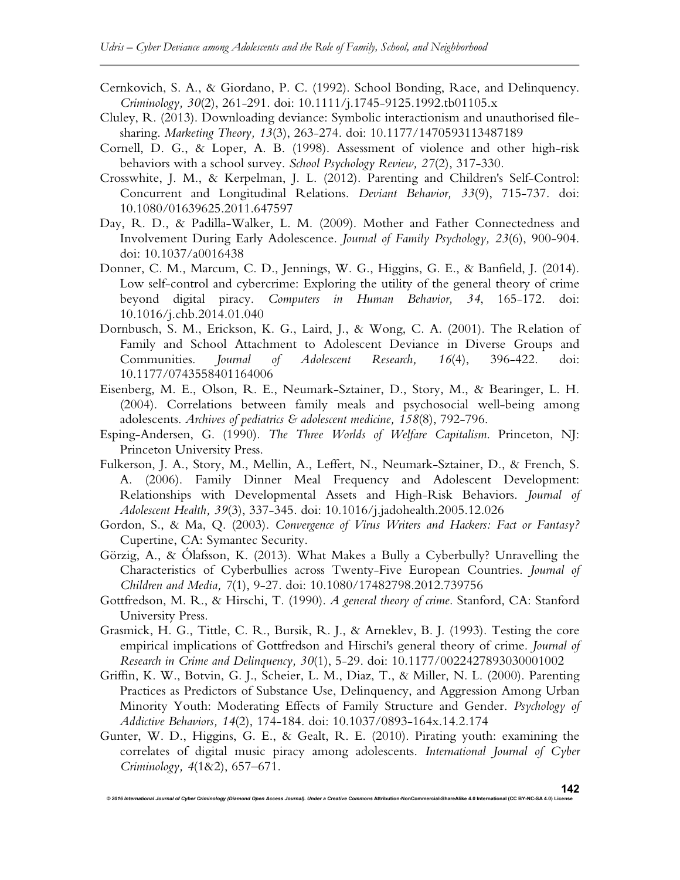Cernkovich, S. A., & Giordano, P. C. (1992). School Bonding, Race, and Delinquency. *Criminology, 30*(2), 261-291. doi: 10.1111/j.1745-9125.1992.tb01105.x

Cluley, R. (2013). Downloading deviance: Symbolic interactionism and unauthorised file-sharing. *Marketing Theory, 13*(3), 263-274. doi: 10.1177/1470593113487189

Cornell, D. G., & Loper, A. B. (1998). Assessment of violence and other high-risk behaviors with a school survey. *School Psychology Review, 27*(2), 317-330.

Crosswhite, J. M., & Kerpelman, J. L. (2012). Parenting and Children's Self-Control: Concurrent and Longitudinal Relations. *Deviant Behavior, 33*(9), 715-737. doi: 10.1080/01639625.2011.647597

Day, R. D., & Padilla-Walker, L. M. (2009). Mother and Father Connectedness and Involvement During Early Adolescence. *Journal of Family Psychology, 23*(6), 900-904. doi: 10.1037/a0016438

Donner, C. M., Marcum, C. D., Jennings, W. G., Higgins, G. E., & Banfield, J. (2014). Low self-control and cybercrime: Exploring the utility of the general theory of crime beyond digital piracy. *Computers in Human Behavior, 34*, 165-172. doi: 10.1016/j.chb.2014.01.040

Dornbusch, S. M., Erickson, K. G., Laird, J., & Wong, C. A. (2001). The Relation of Family and School Attachment to Adolescent Deviance in Diverse Groups and Communities. *Journal of Adolescent Research, 16*(4), 396-422. doi: 10.1177/0743558401164006

Eisenberg, M. E., Olson, R. E., Neumark-Sztainer, D., Story, M., & Bearinger, L. H. (2004). Correlations between family meals and psychosocial well-being among adolescents. *Archives of pediatrics & adolescent medicine, 158*(8), 792-796.

Esping-Andersen, G. (1990). *The Three Worlds of Welfare Capitalism*. Princeton, NJ: Princeton University Press.

Fulkerson, J. A., Story, M., Mellin, A., Leffert, N., Neumark-Sztainer, D., & French, S. A. (2006). Family Dinner Meal Frequency and Adolescent Development: Relationships with Developmental Assets and High-Risk Behaviors. *Journal of Adolescent Health, 39*(3), 337-345. doi: 10.1016/j.jadohealth.2005.12.026

Gordon, S., & Ma, Q. (2003). *Convergence of Virus Writers and Hackers: Fact or Fantasy?* Cupertine, CA: Symantec Security.

Görzig, A., & Ólafsson, K. (2013). What Makes a Bully a Cyberbully? Unravelling the Characteristics of Cyberbullies across Twenty-Five European Countries. *Journal of Children and Media, 7*(1), 9-27. doi: 10.1080/17482798.2012.739756

Gottfredson, M. R., & Hirschi, T. (1990). *A general theory of crime*. Stanford, CA: Stanford University Press.

Grasmick, H. G., Tittle, C. R., Bursik, R. J., & Arneklev, B. J. (1993). Testing the core empirical implications of Gottfredson and Hirschi's general theory of crime. *Journal of Research in Crime and Delinquency, 30*(1), 5-29. doi: 10.1177/0022427893030001002

Griffin, K. W., Botvin, G. J., Scheier, L. M., Diaz, T., & Miller, N. L. (2000). Parenting Practices as Predictors of Substance Use, Delinquency, and Aggression Among Urban Minority Youth: Moderating Effects of Family Structure and Gender. *Psychology of Addictive Behaviors, 14*(2), 174-184. doi: 10.1037/0893-164x.14.2.174

Gunter, W. D., Higgins, G. E., & Gealt, R. E. (2010). Pirating youth: examining the correlates of digital music piracy among adolescents. *International Journal of Cyber Criminology, 4*(1&2), 657–671.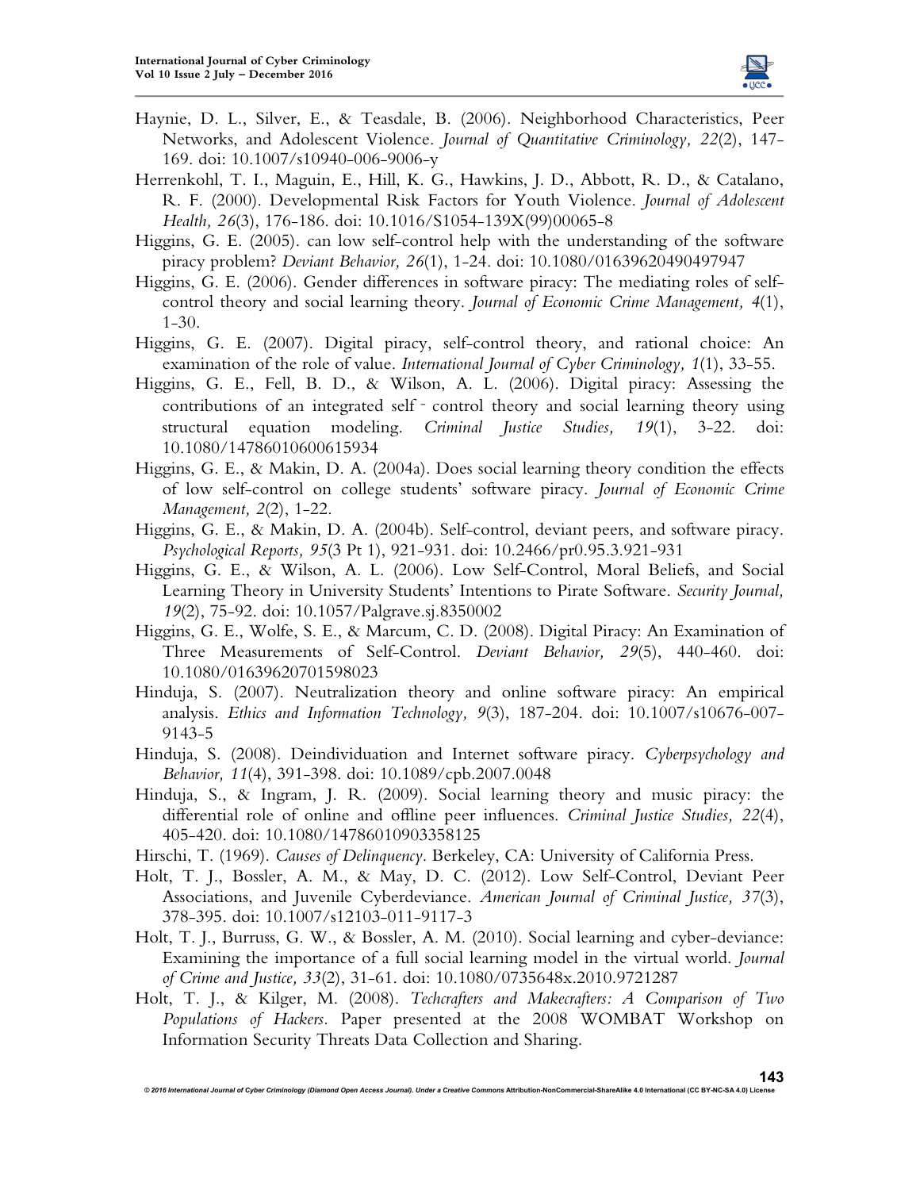Haynie, D. L., Silver, E., & Teasdale, B. (2006). Neighborhood Characteristics, Peer Networks, and Adolescent Violence. *Journal of Quantitative Criminology, 22*(2), 147-169. doi: 10.1007/s10940-006-9006-y

Herrenkohl, T. I., Maguin, E., Hill, K. G., Hawkins, J. D., Abbott, R. D., & Catalano, R. F. (2000). Developmental Risk Factors for Youth Violence. *Journal of Adolescent Health, 26*(3), 176-186. doi: 10.1016/S1054-139X(99)00065-8

Higgins, G. E. (2005). can low self-control help with the understanding of the software piracy problem? *Deviant Behavior, 26*(1), 1-24. doi: 10.1080/01639620490497947

Higgins, G. E. (2006). Gender differences in software piracy: The mediating roles of self-control theory and social learning theory. *Journal of Economic Crime Management, 4*(1), 1-30.

Higgins, G. E. (2007). Digital piracy, self-control theory, and rational choice: An examination of the role of value. *International Journal of Cyber Criminology, 1*(1), 33-55.

Higgins, G. E., Fell, B. D., & Wilson, A. L. (2006). Digital piracy: Assessing the contributions of an integrated self‐control theory and social learning theory using structural equation modeling. *Criminal Justice Studies, 19*(1), 3-22. doi: 10.1080/14786010600615934

Higgins, G. E., & Makin, D. A. (2004a). Does social learning theory condition the effects of low self-control on college students' software piracy. *Journal of Economic Crime Management, 2*(2), 1-22.

Higgins, G. E., & Makin, D. A. (2004b). Self-control, deviant peers, and software piracy. *Psychological Reports, 95*(3 Pt 1), 921-931. doi: 10.2466/pr0.95.3.921-931

Higgins, G. E., & Wilson, A. L. (2006). Low Self-Control, Moral Beliefs, and Social Learning Theory in University Students' Intentions to Pirate Software. *Security Journal, 19*(2), 75-92. doi: 10.1057/Palgrave.sj.8350002

Higgins, G. E., Wolfe, S. E., & Marcum, C. D. (2008). Digital Piracy: An Examination of Three Measurements of Self-Control. *Deviant Behavior, 29*(5), 440-460. doi: 10.1080/01639620701598023

Hinduja, S. (2007). Neutralization theory and online software piracy: An empirical analysis. *Ethics and Information Technology, 9*(3), 187-204. doi: 10.1007/s10676-007-9143-5

Hinduja, S. (2008). Deindividuation and Internet software piracy. *Cyberpsychology and Behavior, 11*(4), 391-398. doi: 10.1089/cpb.2007.0048

Hinduja, S., & Ingram, J. R. (2009). Social learning theory and music piracy: the differential role of online and offline peer influences. *Criminal Justice Studies, 22*(4), 405-420. doi: 10.1080/14786010903358125

Hirschi, T. (1969). *Causes of Delinquency*. Berkeley, CA: University of California Press.

Holt, T. J., Bossler, A. M., & May, D. C. (2012). Low Self-Control, Deviant Peer Associations, and Juvenile Cyberdeviance. *American Journal of Criminal Justice, 37*(3), 378-395. doi: 10.1007/s12103-011-9117-3

Holt, T. J., Burruss, G. W., & Bossler, A. M. (2010). Social learning and cyber-deviance: Examining the importance of a full social learning model in the virtual world. *Journal of Crime and Justice, 33*(2), 31-61. doi: 10.1080/0735648x.2010.9721287

Holt, T. J., & Kilger, M. (2008). *Techcrafters and Makecrafters: A Comparison of Two Populations of Hackers*. Paper presented at the 2008 WOMBAT Workshop on Information Security Threats Data Collection and Sharing.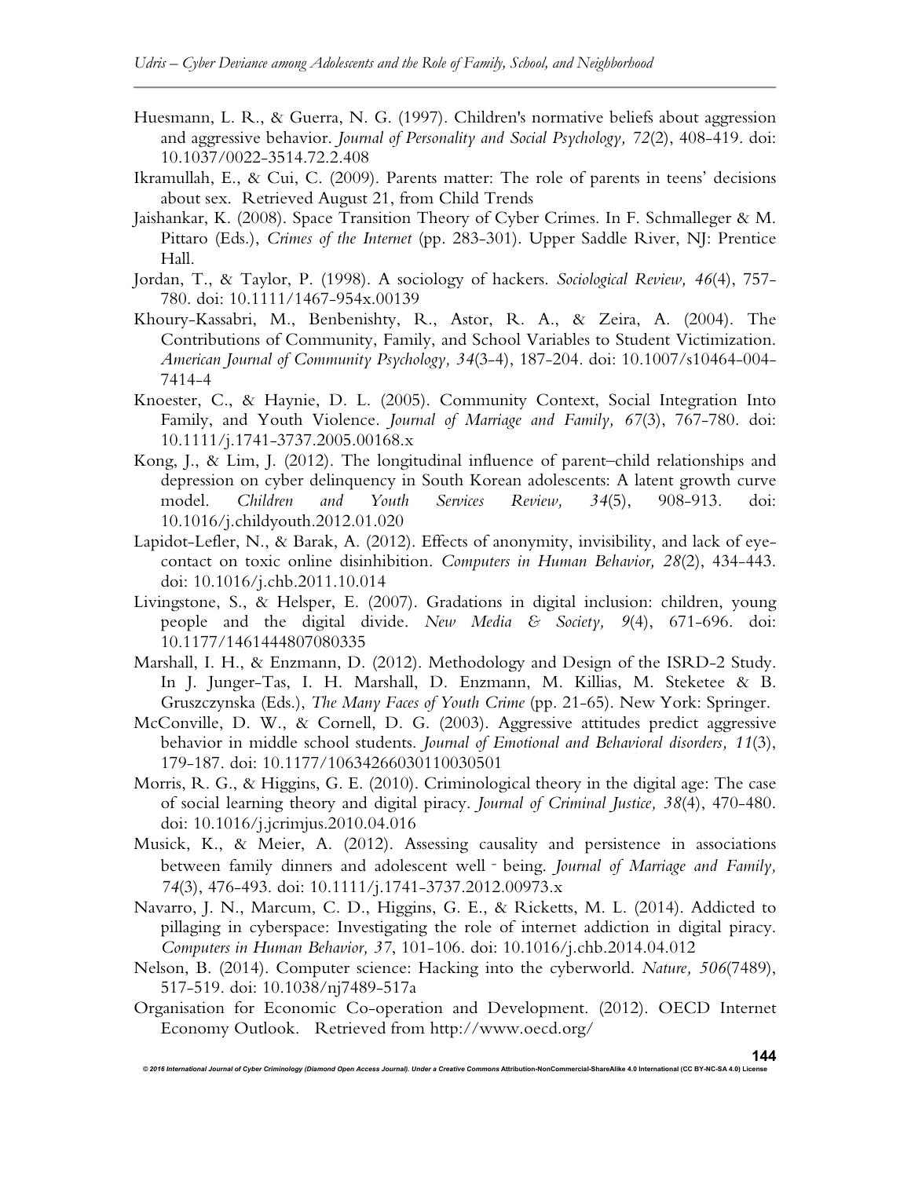Huesmann, L. R., & Guerra, N. G. (1997). Children's normative beliefs about aggression and aggressive behavior. *Journal of Personality and Social Psychology, 72*(2), 408-419. doi: 10.1037/0022-3514.72.2.408

Ikramullah, E., & Cui, C. (2009). Parents matter: The role of parents in teens' decisions about sex. Retrieved August 21, from Child Trends

Jaishankar, K. (2008). Space Transition Theory of Cyber Crimes. In F. Schmalleger & M. Pittaro (Eds.), *Crimes of the Internet* (pp. 283-301). Upper Saddle River, NJ: Prentice Hall.

Jordan, T., & Taylor, P. (1998). A sociology of hackers. *Sociological Review, 46*(4), 757-780. doi: 10.1111/1467-954x.00139

Khoury-Kassabri, M., Benbenishty, R., Astor, R. A., & Zeira, A. (2004). The Contributions of Community, Family, and School Variables to Student Victimization. *American Journal of Community Psychology, 34*(3-4), 187-204. doi: 10.1007/s10464-004-7414-4

Knoester, C., & Haynie, D. L. (2005). Community Context, Social Integration Into Family, and Youth Violence. *Journal of Marriage and Family, 67*(3), 767-780. doi: 10.1111/j.1741-3737.2005.00168.x

Kong, J., & Lim, J. (2012). The longitudinal influence of parent–child relationships and depression on cyber delinquency in South Korean adolescents: A latent growth curve model. *Children and Youth Services Review, 34*(5), 908-913. doi: 10.1016/j.childyouth.2012.01.020

Lapidot-Lefler, N., & Barak, A. (2012). Effects of anonymity, invisibility, and lack of eye-contact on toxic online disinhibition. *Computers in Human Behavior, 28*(2), 434-443. doi: 10.1016/j.chb.2011.10.014

Livingstone, S., & Helsper, E. (2007). Gradations in digital inclusion: children, young people and the digital divide. *New Media & Society, 9*(4), 671-696. doi: 10.1177/1461444807080335

Marshall, I. H., & Enzmann, D. (2012). Methodology and Design of the ISRD-2 Study. In J. Junger-Tas, I. H. Marshall, D. Enzmann, M. Killias, M. Steketee & B. Gruszczynska (Eds.), *The Many Faces of Youth Crime* (pp. 21-65). New York: Springer.

McConville, D. W., & Cornell, D. G. (2003). Aggressive attitudes predict aggressive behavior in middle school students. *Journal of Emotional and Behavioral disorders, 11*(3), 179-187. doi: 10.1177/10634266030110030501

Morris, R. G., & Higgins, G. E. (2010). Criminological theory in the digital age: The case of social learning theory and digital piracy. *Journal of Criminal Justice, 38*(4), 470-480. doi: 10.1016/j.jcrimjus.2010.04.016

Musick, K., & Meier, A. (2012). Assessing causality and persistence in associations between family dinners and adolescent well‐being. *Journal of Marriage and Family, 74*(3), 476-493. doi: 10.1111/j.1741-3737.2012.00973.x

Navarro, J. N., Marcum, C. D., Higgins, G. E., & Ricketts, M. L. (2014). Addicted to pillaging in cyberspace: Investigating the role of internet addiction in digital piracy. *Computers in Human Behavior, 37*, 101-106. doi: 10.1016/j.chb.2014.04.012

Nelson, B. (2014). Computer science: Hacking into the cyberworld. *Nature, 506*(7489), 517-519. doi: 10.1038/nj7489-517a

Organisation for Economic Co-operation and Development. (2012). OECD Internet Economy Outlook. Retrieved from http://www.oecd.org/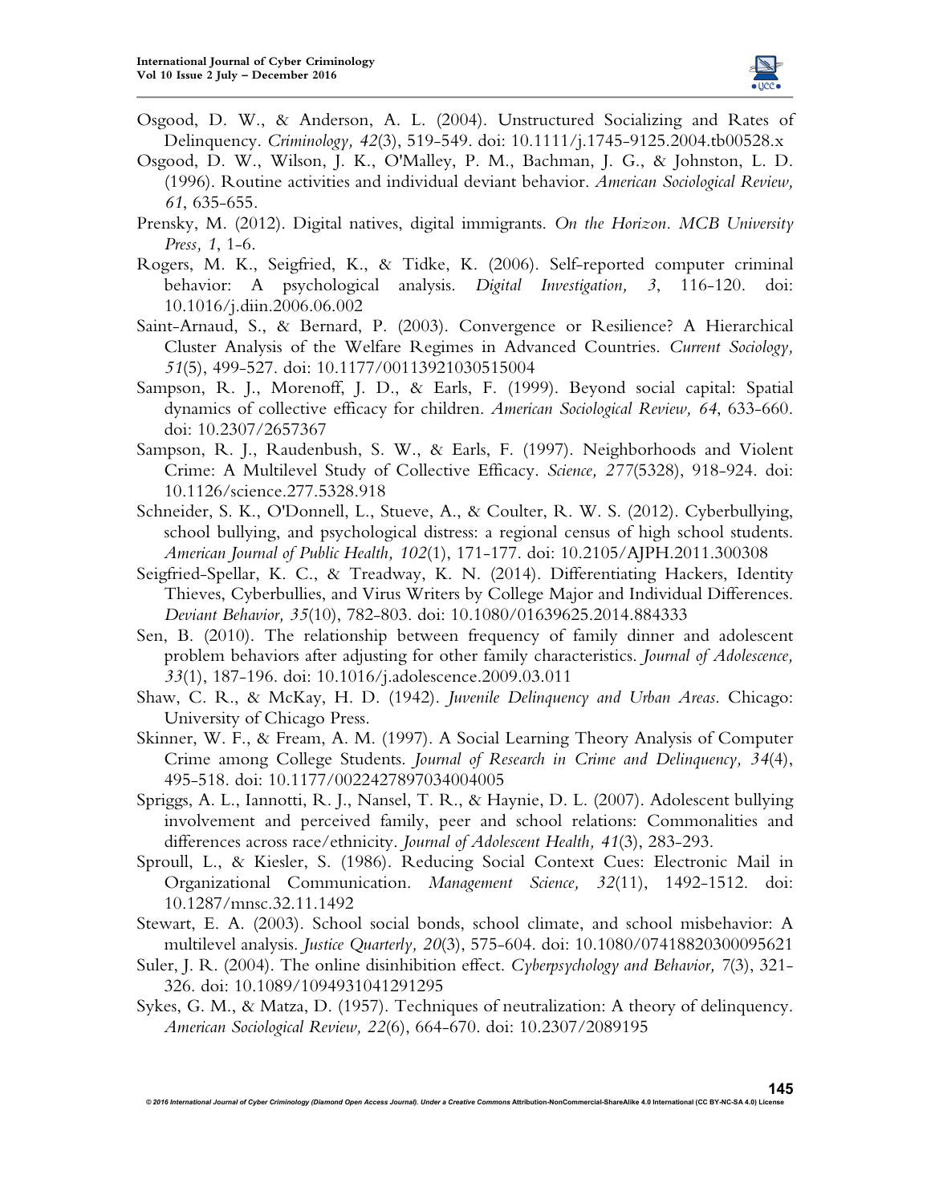Osgood, D. W., & Anderson, A. L. (2004). Unstructured Socializing and Rates of Delinquency. *Criminology, 42*(3), 519-549. doi: 10.1111/j.1745-9125.2004.tb00528.x

Osgood, D. W., Wilson, J. K., O'Malley, P. M., Bachman, J. G., & Johnston, L. D. (1996). Routine activities and individual deviant behavior. *American Sociological Review, 61*, 635-655.

Prensky, M. (2012). Digital natives, digital immigrants. *On the Horizon. MCB University Press, 1*, 1-6.

Rogers, M. K., Seigfried, K., & Tidke, K. (2006). Self-reported computer criminal behavior: A psychological analysis. *Digital Investigation, 3*, 116-120. doi: 10.1016/j.diin.2006.06.002

Saint-Arnaud, S., & Bernard, P. (2003). Convergence or Resilience? A Hierarchical Cluster Analysis of the Welfare Regimes in Advanced Countries. *Current Sociology, 51*(5), 499-527. doi: 10.1177/00113921030515004

Sampson, R. J., Morenoff, J. D., & Earls, F. (1999). Beyond social capital: Spatial dynamics of collective efficacy for children. *American Sociological Review, 64*, 633-660. doi: 10.2307/2657367

Sampson, R. J., Raudenbush, S. W., & Earls, F. (1997). Neighborhoods and Violent Crime: A Multilevel Study of Collective Efficacy. *Science, 277*(5328), 918-924. doi: 10.1126/science.277.5328.918

Schneider, S. K., O'Donnell, L., Stueve, A., & Coulter, R. W. S. (2012). Cyberbullying, school bullying, and psychological distress: a regional census of high school students. *American Journal of Public Health, 102*(1), 171-177. doi: 10.2105/AJPH.2011.300308

Seigfried-Spellar, K. C., & Treadway, K. N. (2014). Differentiating Hackers, Identity Thieves, Cyberbullies, and Virus Writers by College Major and Individual Differences. *Deviant Behavior, 35*(10), 782-803. doi: 10.1080/01639625.2014.884333

Sen, B. (2010). The relationship between frequency of family dinner and adolescent problem behaviors after adjusting for other family characteristics. *Journal of Adolescence, 33*(1), 187-196. doi: 10.1016/j.adolescence.2009.03.011

Shaw, C. R., & McKay, H. D. (1942). *Juvenile Delinquency and Urban Areas*. Chicago: University of Chicago Press.

Skinner, W. F., & Fream, A. M. (1997). A Social Learning Theory Analysis of Computer Crime among College Students. *Journal of Research in Crime and Delinquency, 34*(4), 495-518. doi: 10.1177/0022427897034004005

Spriggs, A. L., Iannotti, R. J., Nansel, T. R., & Haynie, D. L. (2007). Adolescent bullying involvement and perceived family, peer and school relations: Commonalities and differences across race/ethnicity. *Journal of Adolescent Health, 41*(3), 283-293.

Sproull, L., & Kiesler, S. (1986). Reducing Social Context Cues: Electronic Mail in Organizational Communication. *Management Science, 32*(11), 1492-1512. doi: 10.1287/mnsc.32.11.1492

Stewart, E. A. (2003). School social bonds, school climate, and school misbehavior: A multilevel analysis. *Justice Quarterly, 20*(3), 575-604. doi: 10.1080/07418820300095621

Suler, J. R. (2004). The online disinhibition effect. *Cyberpsychology and Behavior, 7*(3), 321-326. doi: 10.1089/1094931041291295

Sykes, G. M., & Matza, D. (1957). Techniques of neutralization: A theory of delinquency. *American Sociological Review, 22*(6), 664-670. doi: 10.2307/2089195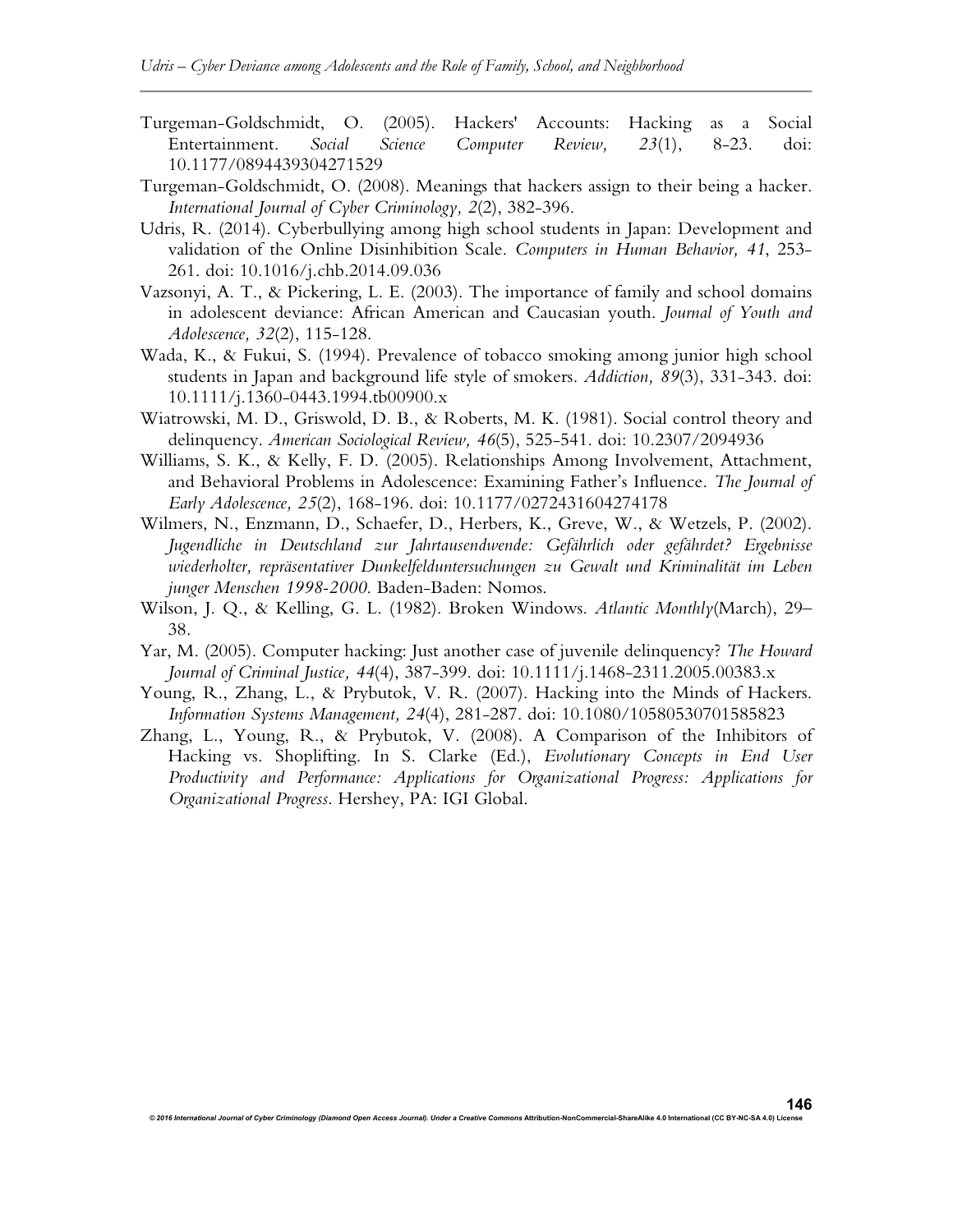Turgeman-Goldschmidt, O. (2005). Hackers' Accounts: Hacking as a Social Entertainment. *Social Science Computer Review, 23*(1), 8-23. doi: 10.1177/0894439304271529

Turgeman-Goldschmidt, O. (2008). Meanings that hackers assign to their being a hacker. *International Journal of Cyber Criminology, 2*(2), 382-396.

Udris, R. (2014). Cyberbullying among high school students in Japan: Development and validation of the Online Disinhibition Scale. *Computers in Human Behavior, 41*, 253-261. doi: 10.1016/j.chb.2014.09.036

Vazsonyi, A. T., & Pickering, L. E. (2003). The importance of family and school domains in adolescent deviance: African American and Caucasian youth. *Journal of Youth and Adolescence, 32*(2), 115-128.

Wada, K., & Fukui, S. (1994). Prevalence of tobacco smoking among junior high school students in Japan and background life style of smokers. *Addiction, 89*(3), 331-343. doi: 10.1111/j.1360-0443.1994.tb00900.x

Wiatrowski, M. D., Griswold, D. B., & Roberts, M. K. (1981). Social control theory and delinquency. *American Sociological Review, 46*(5), 525-541. doi: 10.2307/2094936

Williams, S. K., & Kelly, F. D. (2005). Relationships Among Involvement, Attachment, and Behavioral Problems in Adolescence: Examining Father's Influence. *The Journal of Early Adolescence, 25*(2), 168-196. doi: 10.1177/0272431604274178

Wilmers, N., Enzmann, D., Schaefer, D., Herbers, K., Greve, W., & Wetzels, P. (2002). *Jugendliche in Deutschland zur Jahrtausendwende: Gefährlich oder gefährdet? Ergebnisse wiederholter, repräsentativer Dunkelfelduntersuchungen zu Gewalt und Kriminalität im Leben junger Menschen 1998-2000*. Baden-Baden: Nomos.

Wilson, J. Q., & Kelling, G. L. (1982). Broken Windows. *Atlantic Monthly*(March), 29–38.

Yar, M. (2005). Computer hacking: Just another case of juvenile delinquency? *The Howard Journal of Criminal Justice, 44*(4), 387-399. doi: 10.1111/j.1468-2311.2005.00383.x

Young, R., Zhang, L., & Prybutok, V. R. (2007). Hacking into the Minds of Hackers. *Information Systems Management, 24*(4), 281-287. doi: 10.1080/10580530701585823

Zhang, L., Young, R., & Prybutok, V. (2008). A Comparison of the Inhibitors of Hacking vs. Shoplifting. In S. Clarke (Ed.), *Evolutionary Concepts in End User Productivity and Performance: Applications for Organizational Progress: Applications for Organizational Progress*. Hershey, PA: IGI Global.